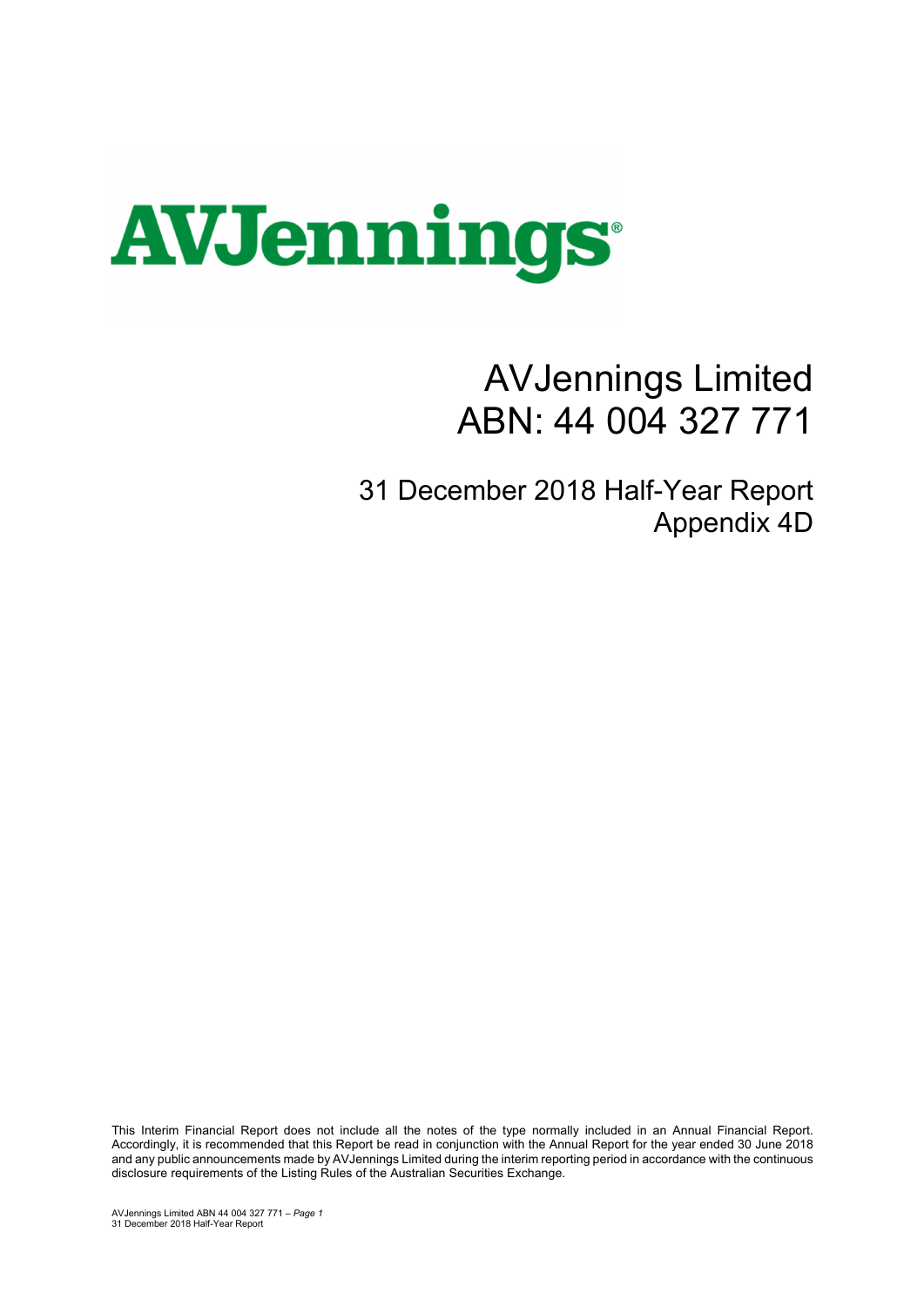# AVJennings

# AVJennings Limited
# ABN: 44 004 327 771

## 31 December 2018 Half-Year Report
## Appendix 4D

This Interim Financial Report does not include all the notes of the type normally included in an Annual Financial Report. Accordingly, it is recommended that this Report be read in conjunction with the Annual Report for the year ended 30 June 2018 and any public announcements made by AVJennings Limited during the interim reporting period in accordance with the continuous disclosure requirements of the Listing Rules of the Australian Securities Exchange.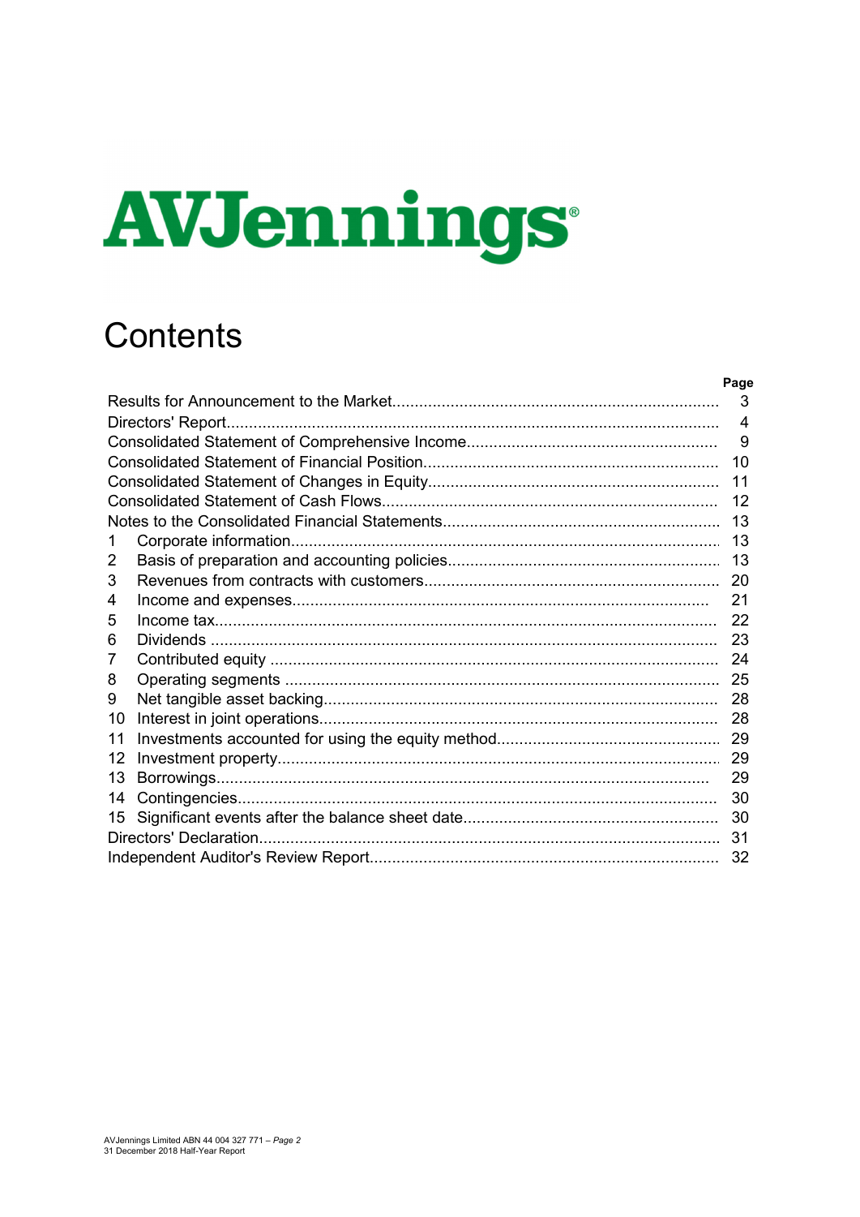AVJennings®

# Contents

| | | Page |
|---|---|---|
| Results for Announcement to the Market | | 3 |
| Directors' Report | | 4 |
| Consolidated Statement of Comprehensive Income | | 9 |
| Consolidated Statement of Financial Position | | 10 |
| Consolidated Statement of Changes in Equity | | 11 |
| Consolidated Statement of Cash Flows | | 12 |
| Notes to the Consolidated Financial Statements | | 13 |
| 1 | Corporate information | 13 |
| 2 | Basis of preparation and accounting policies | 13 |
| 3 | Revenues from contracts with customers | 20 |
| 4 | Income and expenses | 21 |
| 5 | Income tax | 22 |
| 6 | Dividends | 23 |
| 7 | Contributed equity | 24 |
| 8 | Operating segments | 25 |
| 9 | Net tangible asset backing | 28 |
| 10 | Interest in joint operations | 28 |
| 11 | Investments accounted for using the equity method | 29 |
| 12 | Investment property | 29 |
| 13 | Borrowings | 29 |
| 14 | Contingencies | 30 |
| 15 | Significant events after the balance sheet date | 30 |
| Directors' Declaration | | 31 |
| Independent Auditor's Review Report | | 32 |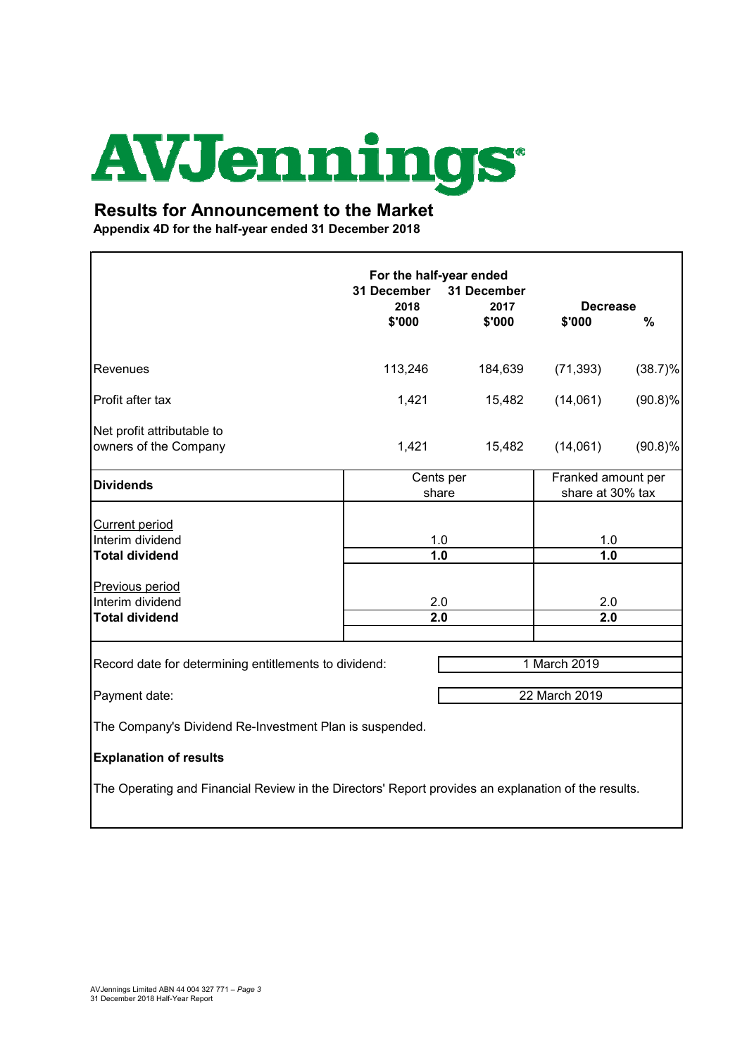# AVJennings

## Results for Announcement to the Market

**Appendix 4D for the half-year ended 31 December 2018**

| | For the half-year ended 31 December 2018 $'000 | 31 December 2017 $'000 | Decrease $'000 | % |
|---|---|---|---|---|
| Revenues | 113,246 | 184,639 | (71,393) | (38.7)% |
| Profit after tax | 1,421 | 15,482 | (14,061) | (90.8)% |
| Net profit attributable to owners of the Company | 1,421 | 15,482 | (14,061) | (90.8)% |

| **Dividends** | Cents per share | Franked amount per share at 30% tax |
|---|---|---|
| Current period | | |
| Interim dividend | 1.0 | 1.0 |
| **Total dividend** | **1.0** | **1.0** |
| Previous period | | |
| Interim dividend | 2.0 | 2.0 |
| **Total dividend** | **2.0** | **2.0** |

Record date for determining entitlements to dividend: 1 March 2019

Payment date: 22 March 2019

The Company's Dividend Re-Investment Plan is suspended.

**Explanation of results**

The Operating and Financial Review in the Directors' Report provides an explanation of the results.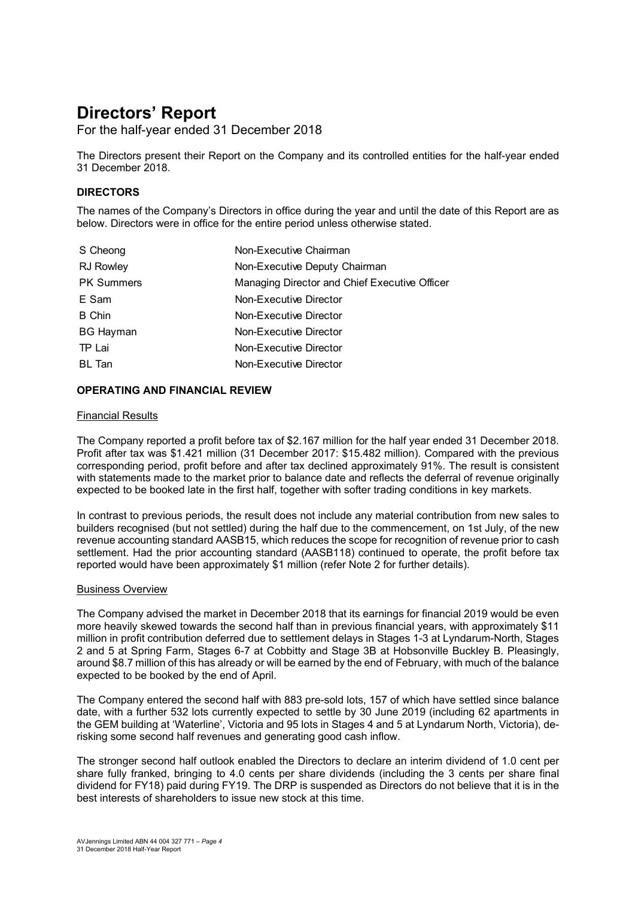# Directors' Report

For the half-year ended 31 December 2018

The Directors present their Report on the Company and its controlled entities for the half-year ended 31 December 2018.

### DIRECTORS

The names of the Company's Directors in office during the year and until the date of this Report are as below. Directors were in office for the entire period unless otherwise stated.

| | |
|---|---|
| S Cheong | Non-Executive Chairman |
| RJ Rowley | Non-Executive Deputy Chairman |
| PK Summers | Managing Director and Chief Executive Officer |
| E Sam | Non-Executive Director |
| B Chin | Non-Executive Director |
| BG Hayman | Non-Executive Director |
| TP Lai | Non-Executive Director |
| BL Tan | Non-Executive Director |

### OPERATING AND FINANCIAL REVIEW

Financial Results

The Company reported a profit before tax of $2.167 million for the half year ended 31 December 2018. Profit after tax was $1.421 million (31 December 2017: $15.482 million). Compared with the previous corresponding period, profit before and after tax declined approximately 91%. The result is consistent with statements made to the market prior to balance date and reflects the deferral of revenue originally expected to be booked late in the first half, together with softer trading conditions in key markets.

In contrast to previous periods, the result does not include any material contribution from new sales to builders recognised (but not settled) during the half due to the commencement, on 1st July, of the new revenue accounting standard AASB15, which reduces the scope for recognition of revenue prior to cash settlement. Had the prior accounting standard (AASB118) continued to operate, the profit before tax reported would have been approximately $1 million (refer Note 2 for further details).

Business Overview

The Company advised the market in December 2018 that its earnings for financial 2019 would be even more heavily skewed towards the second half than in previous financial years, with approximately $11 million in profit contribution deferred due to settlement delays in Stages 1-3 at Lyndarum-North, Stages 2 and 5 at Spring Farm, Stages 6-7 at Cobbitty and Stage 3B at Hobsonville Buckley B. Pleasingly, around $8.7 million of this has already or will be earned by the end of February, with much of the balance expected to be booked by the end of April.

The Company entered the second half with 883 pre-sold lots, 157 of which have settled since balance date, with a further 532 lots currently expected to settle by 30 June 2019 (including 62 apartments in the GEM building at 'Waterline', Victoria and 95 lots in Stages 4 and 5 at Lyndarum North, Victoria), de-risking some second half revenues and generating good cash inflow.

The stronger second half outlook enabled the Directors to declare an interim dividend of 1.0 cent per share fully franked, bringing to 4.0 cents per share dividends (including the 3 cents per share final dividend for FY18) paid during FY19. The DRP is suspended as Directors do not believe that it is in the best interests of shareholders to issue new stock at this time.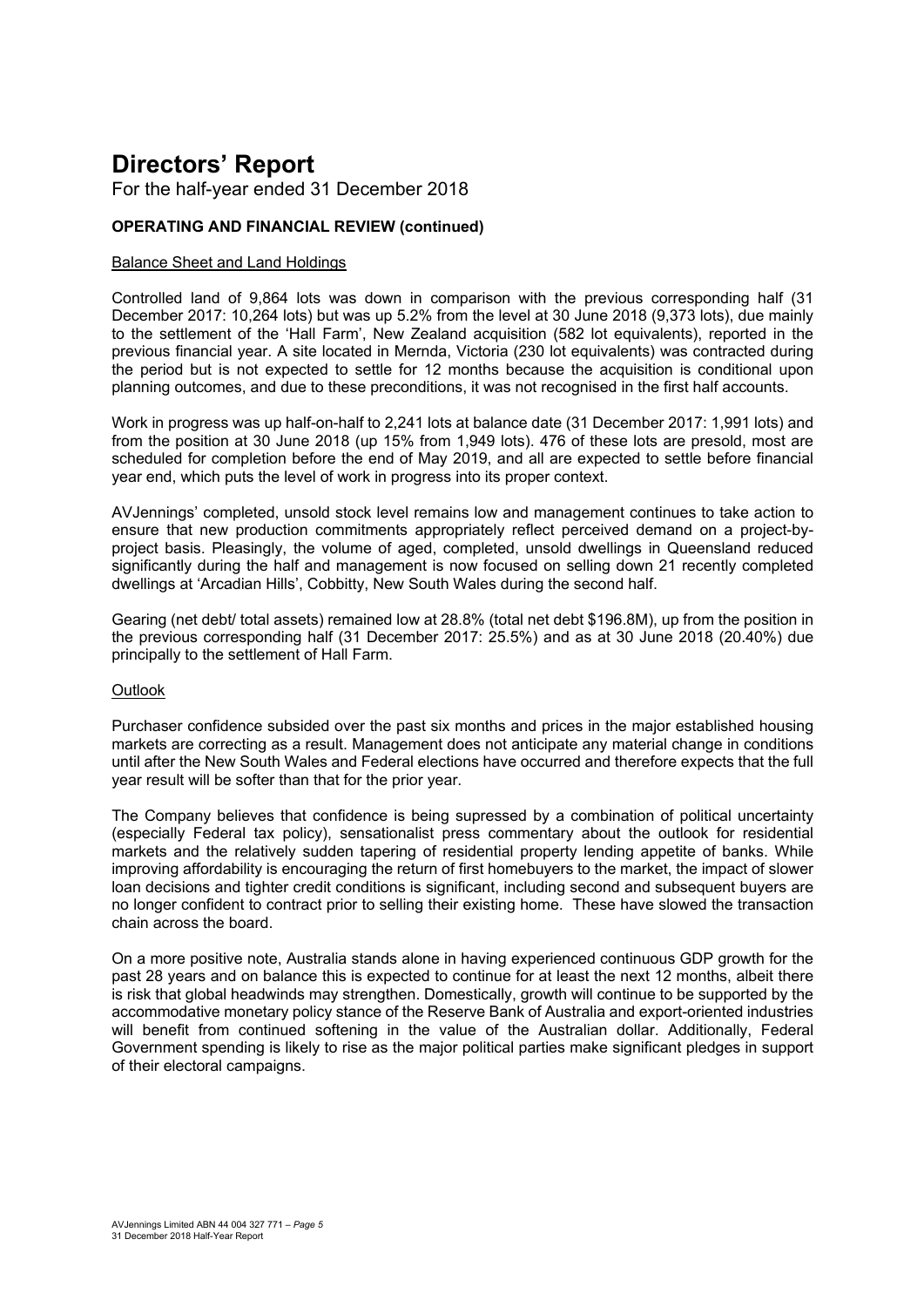# Directors' Report

For the half-year ended 31 December 2018

**OPERATING AND FINANCIAL REVIEW (continued)**

Balance Sheet and Land Holdings

Controlled land of 9,864 lots was down in comparison with the previous corresponding half (31 December 2017: 10,264 lots) but was up 5.2% from the level at 30 June 2018 (9,373 lots), due mainly to the settlement of the 'Hall Farm', New Zealand acquisition (582 lot equivalents), reported in the previous financial year. A site located in Mernda, Victoria (230 lot equivalents) was contracted during the period but is not expected to settle for 12 months because the acquisition is conditional upon planning outcomes, and due to these preconditions, it was not recognised in the first half accounts.

Work in progress was up half-on-half to 2,241 lots at balance date (31 December 2017: 1,991 lots) and from the position at 30 June 2018 (up 15% from 1,949 lots). 476 of these lots are presold, most are scheduled for completion before the end of May 2019, and all are expected to settle before financial year end, which puts the level of work in progress into its proper context.

AVJennings' completed, unsold stock level remains low and management continues to take action to ensure that new production commitments appropriately reflect perceived demand on a project-by-project basis. Pleasingly, the volume of aged, completed, unsold dwellings in Queensland reduced significantly during the half and management is now focused on selling down 21 recently completed dwellings at 'Arcadian Hills', Cobbitty, New South Wales during the second half.

Gearing (net debt/ total assets) remained low at 28.8% (total net debt $196.8M), up from the position in the previous corresponding half (31 December 2017: 25.5%) and as at 30 June 2018 (20.40%) due principally to the settlement of Hall Farm.

Outlook

Purchaser confidence subsided over the past six months and prices in the major established housing markets are correcting as a result. Management does not anticipate any material change in conditions until after the New South Wales and Federal elections have occurred and therefore expects that the full year result will be softer than that for the prior year.

The Company believes that confidence is being supressed by a combination of political uncertainty (especially Federal tax policy), sensationalist press commentary about the outlook for residential markets and the relatively sudden tapering of residential property lending appetite of banks. While improving affordability is encouraging the return of first homebuyers to the market, the impact of slower loan decisions and tighter credit conditions is significant, including second and subsequent buyers are no longer confident to contract prior to selling their existing home. These have slowed the transaction chain across the board.

On a more positive note, Australia stands alone in having experienced continuous GDP growth for the past 28 years and on balance this is expected to continue for at least the next 12 months, albeit there is risk that global headwinds may strengthen. Domestically, growth will continue to be supported by the accommodative monetary policy stance of the Reserve Bank of Australia and export-oriented industries will benefit from continued softening in the value of the Australian dollar. Additionally, Federal Government spending is likely to rise as the major political parties make significant pledges in support of their electoral campaigns.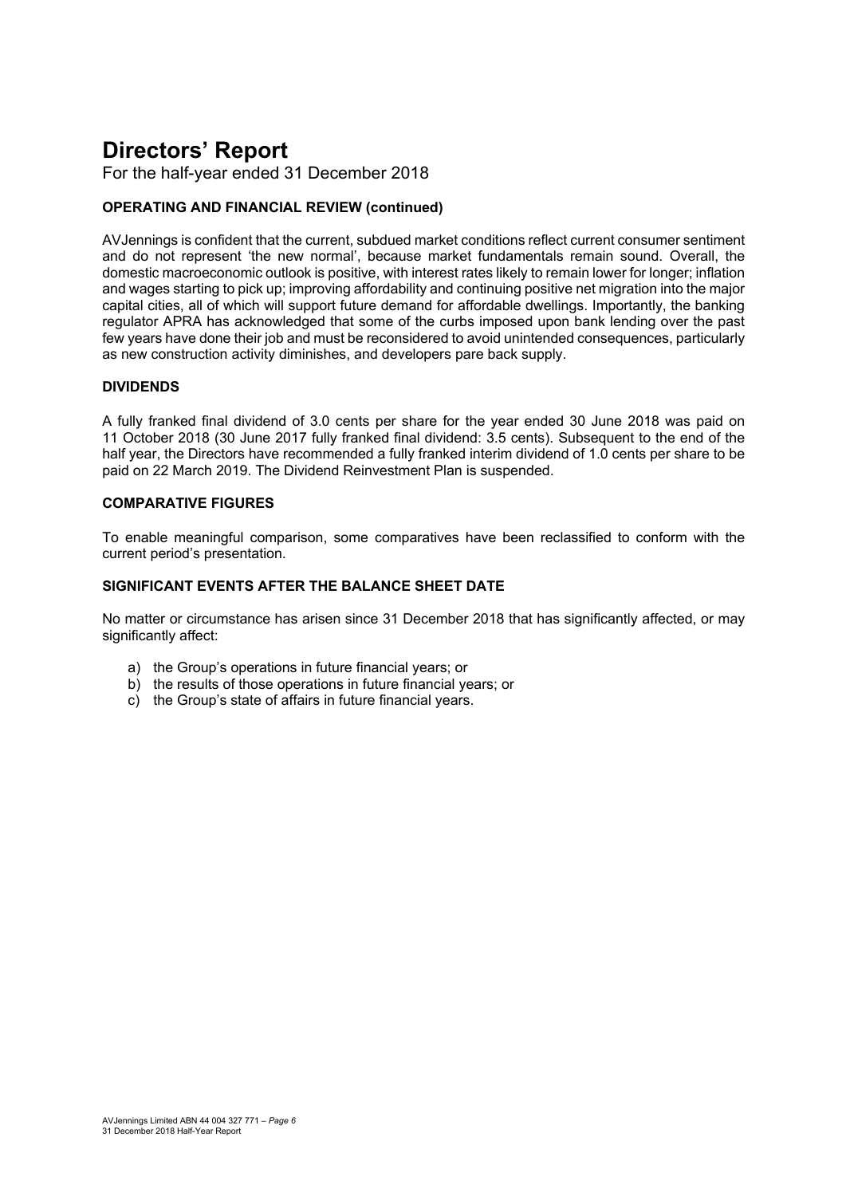# Directors' Report

For the half-year ended 31 December 2018

### OPERATING AND FINANCIAL REVIEW (continued)

AVJennings is confident that the current, subdued market conditions reflect current consumer sentiment and do not represent 'the new normal', because market fundamentals remain sound. Overall, the domestic macroeconomic outlook is positive, with interest rates likely to remain lower for longer; inflation and wages starting to pick up; improving affordability and continuing positive net migration into the major capital cities, all of which will support future demand for affordable dwellings. Importantly, the banking regulator APRA has acknowledged that some of the curbs imposed upon bank lending over the past few years have done their job and must be reconsidered to avoid unintended consequences, particularly as new construction activity diminishes, and developers pare back supply.

### DIVIDENDS

A fully franked final dividend of 3.0 cents per share for the year ended 30 June 2018 was paid on 11 October 2018 (30 June 2017 fully franked final dividend: 3.5 cents). Subsequent to the end of the half year, the Directors have recommended a fully franked interim dividend of 1.0 cents per share to be paid on 22 March 2019. The Dividend Reinvestment Plan is suspended.

### COMPARATIVE FIGURES

To enable meaningful comparison, some comparatives have been reclassified to conform with the current period's presentation.

### SIGNIFICANT EVENTS AFTER THE BALANCE SHEET DATE

No matter or circumstance has arisen since 31 December 2018 that has significantly affected, or may significantly affect:

a) the Group's operations in future financial years; or
b) the results of those operations in future financial years; or
c) the Group's state of affairs in future financial years.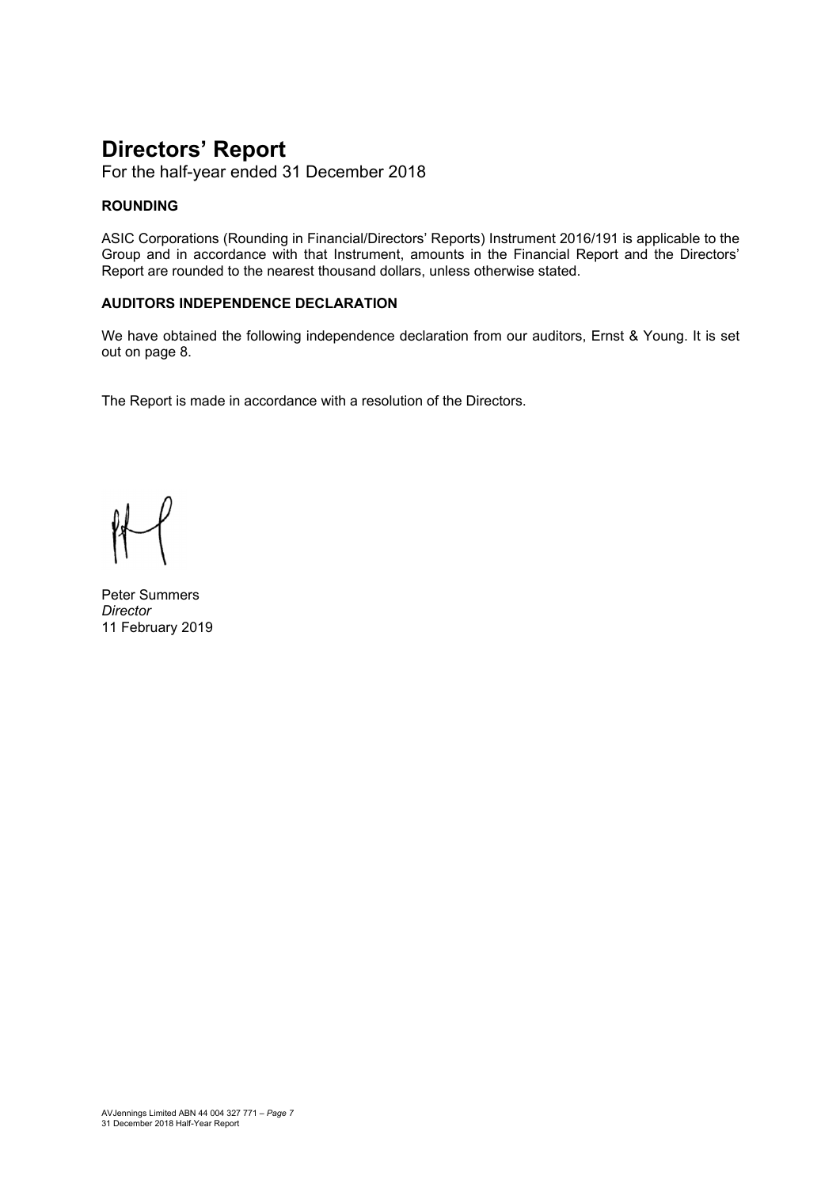# Directors' Report

For the half-year ended 31 December 2018

### ROUNDING

ASIC Corporations (Rounding in Financial/Directors' Reports) Instrument 2016/191 is applicable to the Group and in accordance with that Instrument, amounts in the Financial Report and the Directors' Report are rounded to the nearest thousand dollars, unless otherwise stated.

### AUDITORS INDEPENDENCE DECLARATION

We have obtained the following independence declaration from our auditors, Ernst & Young. It is set out on page 8.

The Report is made in accordance with a resolution of the Directors.

Peter Summers
*Director*
11 February 2019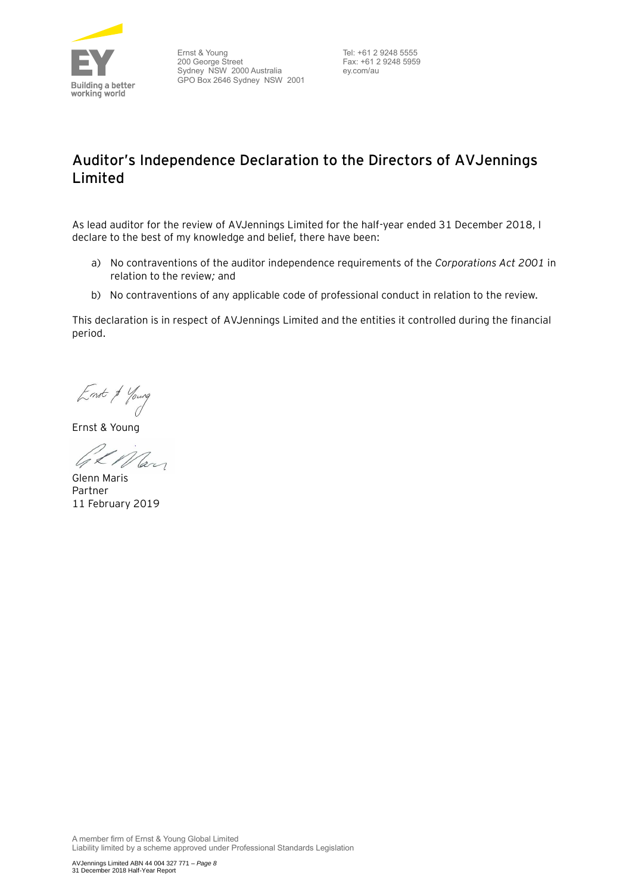Ernst & Young
200 George Street
Sydney NSW 2000 Australia
GPO Box 2646 Sydney NSW 2001

Tel: +61 2 9248 5555
Fax: +61 2 9248 5959
ey.com/au

# Auditor's Independence Declaration to the Directors of AVJennings Limited

As lead auditor for the review of AVJennings Limited for the half-year ended 31 December 2018, I declare to the best of my knowledge and belief, there have been:

a) No contraventions of the auditor independence requirements of the *Corporations Act 2001* in relation to the review; and

b) No contraventions of any applicable code of professional conduct in relation to the review.

This declaration is in respect of AVJennings Limited and the entities it controlled during the financial period.

Ernst & Young

Glenn Maris
Partner
11 February 2019

A member firm of Ernst & Young Global Limited
Liability limited by a scheme approved under Professional Standards Legislation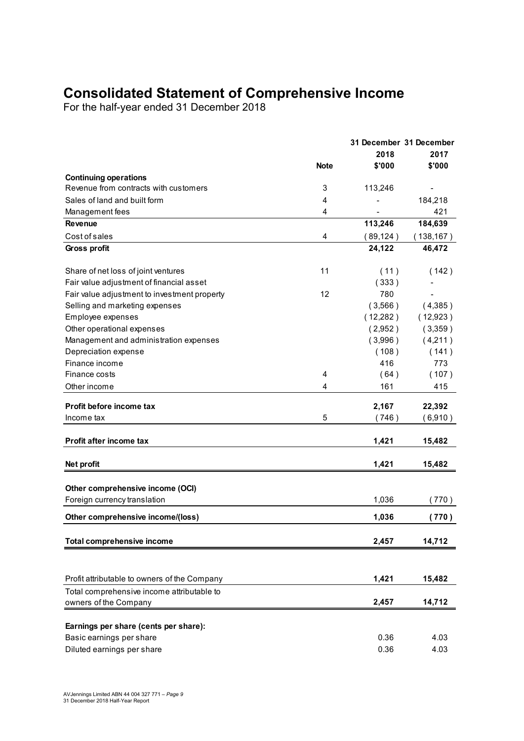# Consolidated Statement of Comprehensive Income

For the half-year ended 31 December 2018

| | Note | 31 December 2018 $'000 | 31 December 2017 $'000 |
|---|---|---|---|
| **Continuing operations** | | | |
| Revenue from contracts with customers | 3 | 113,246 | - |
| Sales of land and built form | 4 | - | 184,218 |
| Management fees | 4 | - | 421 |
| **Revenue** | | **113,246** | **184,639** |
| Cost of sales | 4 | ( 89,124 ) | ( 138,167 ) |
| **Gross profit** | | **24,122** | **46,472** |
| Share of net loss of joint ventures | 11 | ( 11 ) | ( 142 ) |
| Fair value adjustment of financial asset | | ( 333 ) | - |
| Fair value adjustment to investment property | 12 | 780 | - |
| Selling and marketing expenses | | ( 3,566 ) | ( 4,385 ) |
| Employee expenses | | ( 12,282 ) | ( 12,923 ) |
| Other operational expenses | | ( 2,952 ) | ( 3,359 ) |
| Management and administration expenses | | ( 3,996 ) | ( 4,211 ) |
| Depreciation expense | | ( 108 ) | ( 141 ) |
| Finance income | | 416 | 773 |
| Finance costs | 4 | ( 64 ) | ( 107 ) |
| Other income | 4 | 161 | 415 |
| **Profit before income tax** | | **2,167** | **22,392** |
| Income tax | 5 | ( 746 ) | ( 6,910 ) |
| **Profit after income tax** | | **1,421** | **15,482** |
| **Net profit** | | **1,421** | **15,482** |
| **Other comprehensive income (OCI)** | | | |
| Foreign currency translation | | 1,036 | ( 770 ) |
| **Other comprehensive income/(loss)** | | **1,036** | **( 770 )** |
| **Total comprehensive income** | | **2,457** | **14,712** |
| Profit attributable to owners of the Company | | **1,421** | **15,482** |
| Total comprehensive income attributable to owners of the Company | | **2,457** | **14,712** |
| **Earnings per share (cents per share):** | | | |
| Basic earnings per share | | 0.36 | 4.03 |
| Diluted earnings per share | | 0.36 | 4.03 |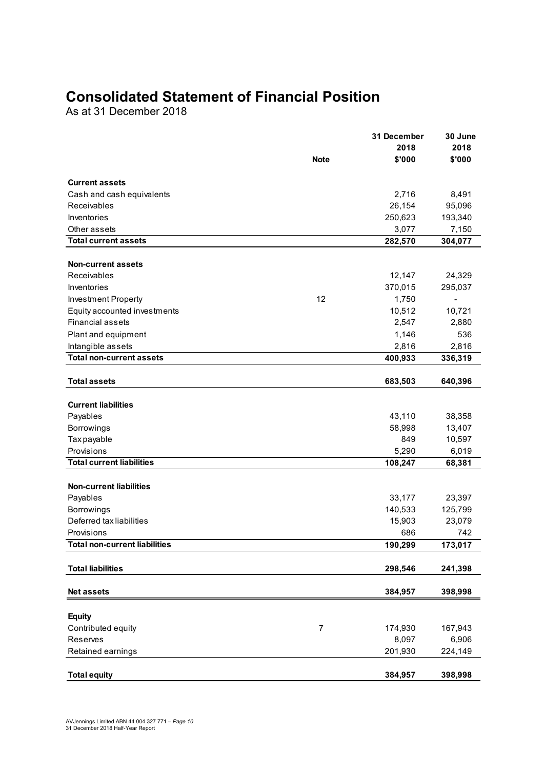# Consolidated Statement of Financial Position

As at 31 December 2018

| | Note | 31 December 2018 $'000 | 30 June 2018 $'000 |
|---|---|---|---|
| **Current assets** | | | |
| Cash and cash equivalents | | 2,716 | 8,491 |
| Receivables | | 26,154 | 95,096 |
| Inventories | | 250,623 | 193,340 |
| Other assets | | 3,077 | 7,150 |
| **Total current assets** | | **282,570** | **304,077** |
| **Non-current assets** | | | |
| Receivables | | 12,147 | 24,329 |
| Inventories | | 370,015 | 295,037 |
| Investment Property | 12 | 1,750 | - |
| Equity accounted investments | | 10,512 | 10,721 |
| Financial assets | | 2,547 | 2,880 |
| Plant and equipment | | 1,146 | 536 |
| Intangible assets | | 2,816 | 2,816 |
| **Total non-current assets** | | **400,933** | **336,319** |
| **Total assets** | | **683,503** | **640,396** |
| **Current liabilities** | | | |
| Payables | | 43,110 | 38,358 |
| Borrowings | | 58,998 | 13,407 |
| Tax payable | | 849 | 10,597 |
| Provisions | | 5,290 | 6,019 |
| **Total current liabilities** | | **108,247** | **68,381** |
| **Non-current liabilities** | | | |
| Payables | | 33,177 | 23,397 |
| Borrowings | | 140,533 | 125,799 |
| Deferred tax liabilities | | 15,903 | 23,079 |
| Provisions | | 686 | 742 |
| **Total non-current liabilities** | | **190,299** | **173,017** |
| **Total liabilities** | | **298,546** | **241,398** |
| **Net assets** | | **384,957** | **398,998** |
| **Equity** | | | |
| Contributed equity | 7 | 174,930 | 167,943 |
| Reserves | | 8,097 | 6,906 |
| Retained earnings | | 201,930 | 224,149 |
| **Total equity** | | **384,957** | **398,998** |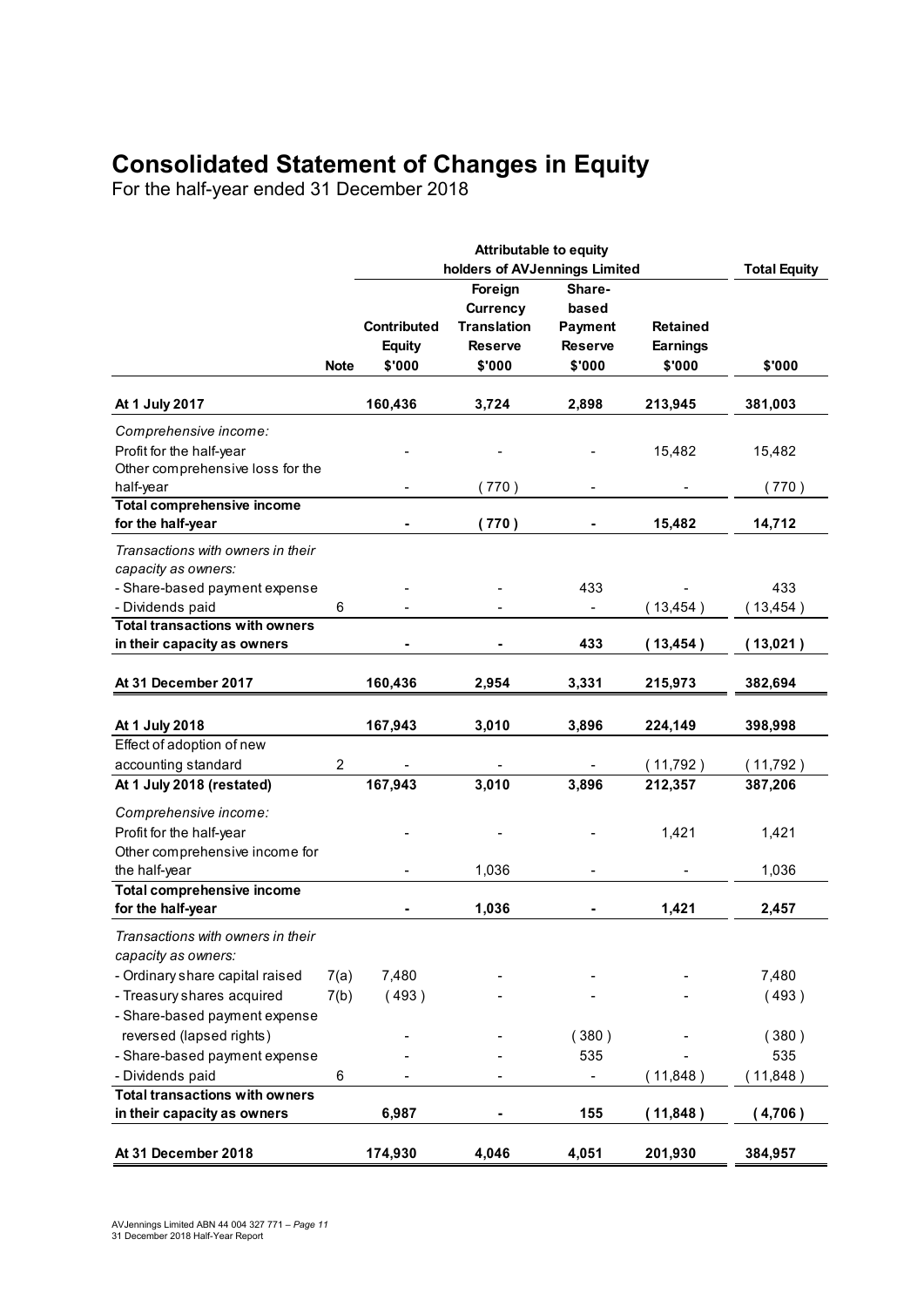# Consolidated Statement of Changes in Equity

For the half-year ended 31 December 2018

| | | Attributable to equity holders of AVJennings Limited | | | | Total Equity |
|---|---|---|---|---|---|---|
| | **Note** | **Contributed Equity $'000** | **Foreign Currency Translation Reserve $'000** | **Share-based Payment Reserve $'000** | **Retained Earnings $'000** | **$'000** |
| **At 1 July 2017** | | **160,436** | **3,724** | **2,898** | **213,945** | **381,003** |
| *Comprehensive income:* | | | | | | |
| Profit for the half-year | | - | - | - | 15,482 | 15,482 |
| Other comprehensive loss for the half-year | | - | ( 770 ) | - | - | ( 770 ) |
| **Total comprehensive income for the half-year** | | **-** | **( 770 )** | **-** | **15,482** | **14,712** |
| *Transactions with owners in their capacity as owners:* | | | | | | |
| - Share-based payment expense | | - | - | 433 | - | 433 |
| - Dividends paid | 6 | - | - | - | ( 13,454 ) | ( 13,454 ) |
| **Total transactions with owners in their capacity as owners** | | **-** | **-** | **433** | **( 13,454 )** | **( 13,021 )** |
| **At 31 December 2017** | | **160,436** | **2,954** | **3,331** | **215,973** | **382,694** |
| **At 1 July 2018** | | **167,943** | **3,010** | **3,896** | **224,149** | **398,998** |
| Effect of adoption of new accounting standard | 2 | - | - | - | ( 11,792 ) | ( 11,792 ) |
| **At 1 July 2018 (restated)** | | **167,943** | **3,010** | **3,896** | **212,357** | **387,206** |
| *Comprehensive income:* | | | | | | |
| Profit for the half-year | | - | - | - | 1,421 | 1,421 |
| Other comprehensive income for the half-year | | - | 1,036 | - | - | 1,036 |
| **Total comprehensive income for the half-year** | | **-** | **1,036** | **-** | **1,421** | **2,457** |
| *Transactions with owners in their capacity as owners:* | | | | | | |
| - Ordinary share capital raised | 7(a) | 7,480 | - | - | - | 7,480 |
| - Treasury shares acquired | 7(b) | ( 493 ) | - | - | - | ( 493 ) |
| - Share-based payment expense reversed (lapsed rights) | | - | - | ( 380 ) | - | ( 380 ) |
| - Share-based payment expense | | - | - | 535 | - | 535 |
| - Dividends paid | 6 | - | - | - | ( 11,848 ) | ( 11,848 ) |
| **Total transactions with owners in their capacity as owners** | | **6,987** | **-** | **155** | **( 11,848 )** | **( 4,706 )** |
| **At 31 December 2018** | | **174,930** | **4,046** | **4,051** | **201,930** | **384,957** |

AVJennings Limited ABN 44 004 327 771 – *Page 11*
31 December 2018 Half-Year Report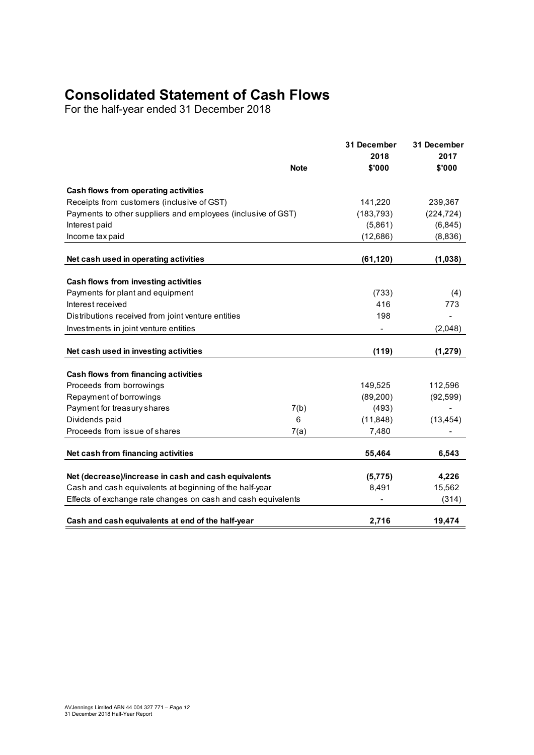# Consolidated Statement of Cash Flows

For the half-year ended 31 December 2018

| | Note | 31 December 2018 $'000 | 31 December 2017 $'000 |
|---|---|---|---|
| **Cash flows from operating activities** | | | |
| Receipts from customers (inclusive of GST) | | 141,220 | 239,367 |
| Payments to other suppliers and employees (inclusive of GST) | | (183,793) | (224,724) |
| Interest paid | | (5,861) | (6,845) |
| Income tax paid | | (12,686) | (8,836) |
| **Net cash used in operating activities** | | **(61,120)** | **(1,038)** |
| **Cash flows from investing activities** | | | |
| Payments for plant and equipment | | (733) | (4) |
| Interest received | | 416 | 773 |
| Distributions received from joint venture entities | | 198 | - |
| Investments in joint venture entities | | - | (2,048) |
| **Net cash used in investing activities** | | **(119)** | **(1,279)** |
| **Cash flows from financing activities** | | | |
| Proceeds from borrowings | | 149,525 | 112,596 |
| Repayment of borrowings | | (89,200) | (92,599) |
| Payment for treasury shares | 7(b) | (493) | - |
| Dividends paid | 6 | (11,848) | (13,454) |
| Proceeds from issue of shares | 7(a) | 7,480 | - |
| **Net cash from financing activities** | | **55,464** | **6,543** |
| **Net (decrease)/increase in cash and cash equivalents** | | **(5,775)** | **4,226** |
| Cash and cash equivalents at beginning of the half-year | | 8,491 | 15,562 |
| Effects of exchange rate changes on cash and cash equivalents | | - | (314) |
| **Cash and cash equivalents at end of the half-year** | | **2,716** | **19,474** |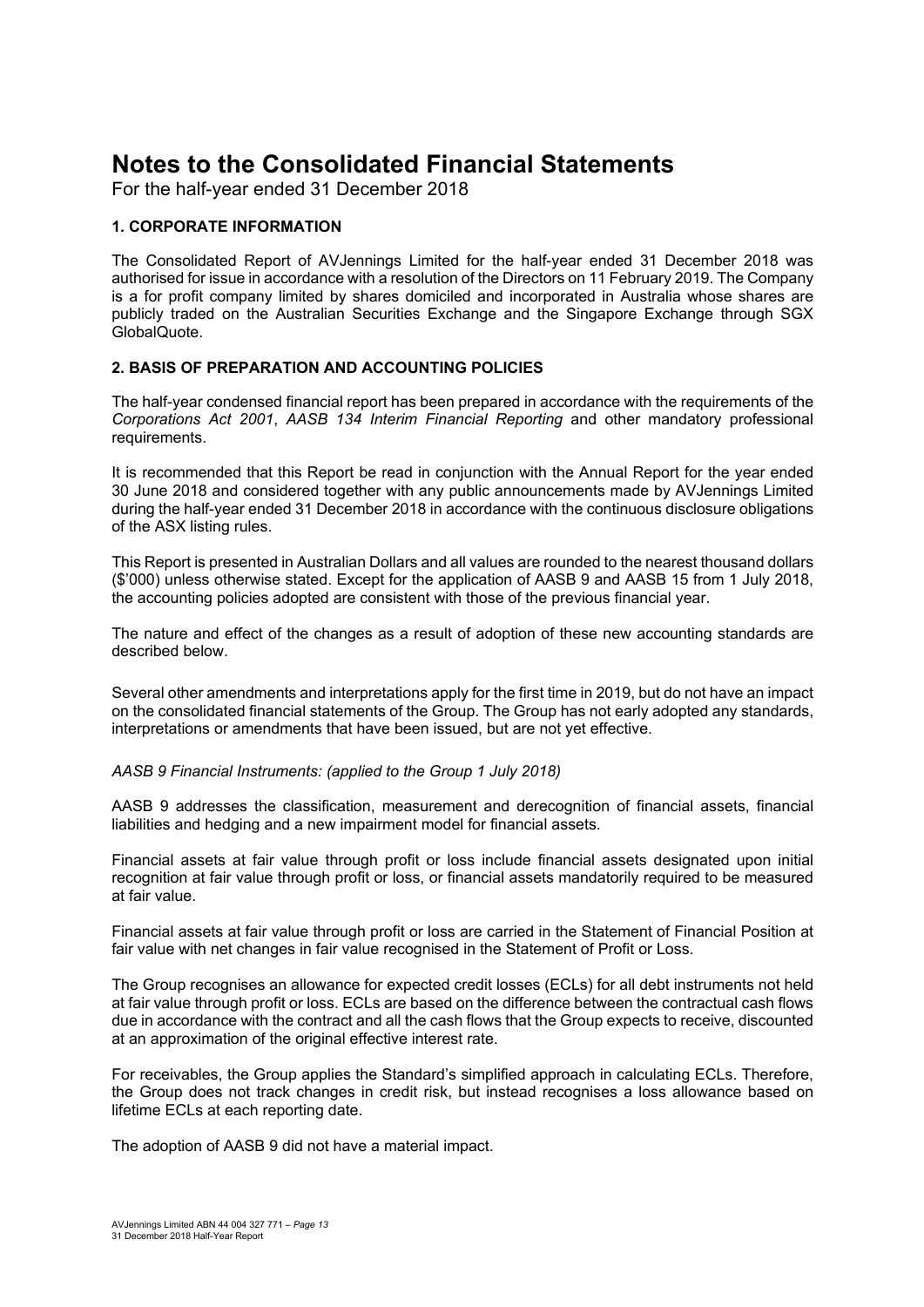# Notes to the Consolidated Financial Statements

For the half-year ended 31 December 2018

### 1. CORPORATE INFORMATION

The Consolidated Report of AVJennings Limited for the half-year ended 31 December 2018 was authorised for issue in accordance with a resolution of the Directors on 11 February 2019. The Company is a for profit company limited by shares domiciled and incorporated in Australia whose shares are publicly traded on the Australian Securities Exchange and the Singapore Exchange through SGX GlobalQuote.

### 2. BASIS OF PREPARATION AND ACCOUNTING POLICIES

The half-year condensed financial report has been prepared in accordance with the requirements of the *Corporations Act 2001*, *AASB 134 Interim Financial Reporting* and other mandatory professional requirements.

It is recommended that this Report be read in conjunction with the Annual Report for the year ended 30 June 2018 and considered together with any public announcements made by AVJennings Limited during the half-year ended 31 December 2018 in accordance with the continuous disclosure obligations of the ASX listing rules.

This Report is presented in Australian Dollars and all values are rounded to the nearest thousand dollars ($'000) unless otherwise stated. Except for the application of AASB 9 and AASB 15 from 1 July 2018, the accounting policies adopted are consistent with those of the previous financial year.

The nature and effect of the changes as a result of adoption of these new accounting standards are described below.

Several other amendments and interpretations apply for the first time in 2019, but do not have an impact on the consolidated financial statements of the Group. The Group has not early adopted any standards, interpretations or amendments that have been issued, but are not yet effective.

*AASB 9 Financial Instruments: (applied to the Group 1 July 2018)*

AASB 9 addresses the classification, measurement and derecognition of financial assets, financial liabilities and hedging and a new impairment model for financial assets.

Financial assets at fair value through profit or loss include financial assets designated upon initial recognition at fair value through profit or loss, or financial assets mandatorily required to be measured at fair value.

Financial assets at fair value through profit or loss are carried in the Statement of Financial Position at fair value with net changes in fair value recognised in the Statement of Profit or Loss.

The Group recognises an allowance for expected credit losses (ECLs) for all debt instruments not held at fair value through profit or loss. ECLs are based on the difference between the contractual cash flows due in accordance with the contract and all the cash flows that the Group expects to receive, discounted at an approximation of the original effective interest rate.

For receivables, the Group applies the Standard's simplified approach in calculating ECLs. Therefore, the Group does not track changes in credit risk, but instead recognises a loss allowance based on lifetime ECLs at each reporting date.

The adoption of AASB 9 did not have a material impact.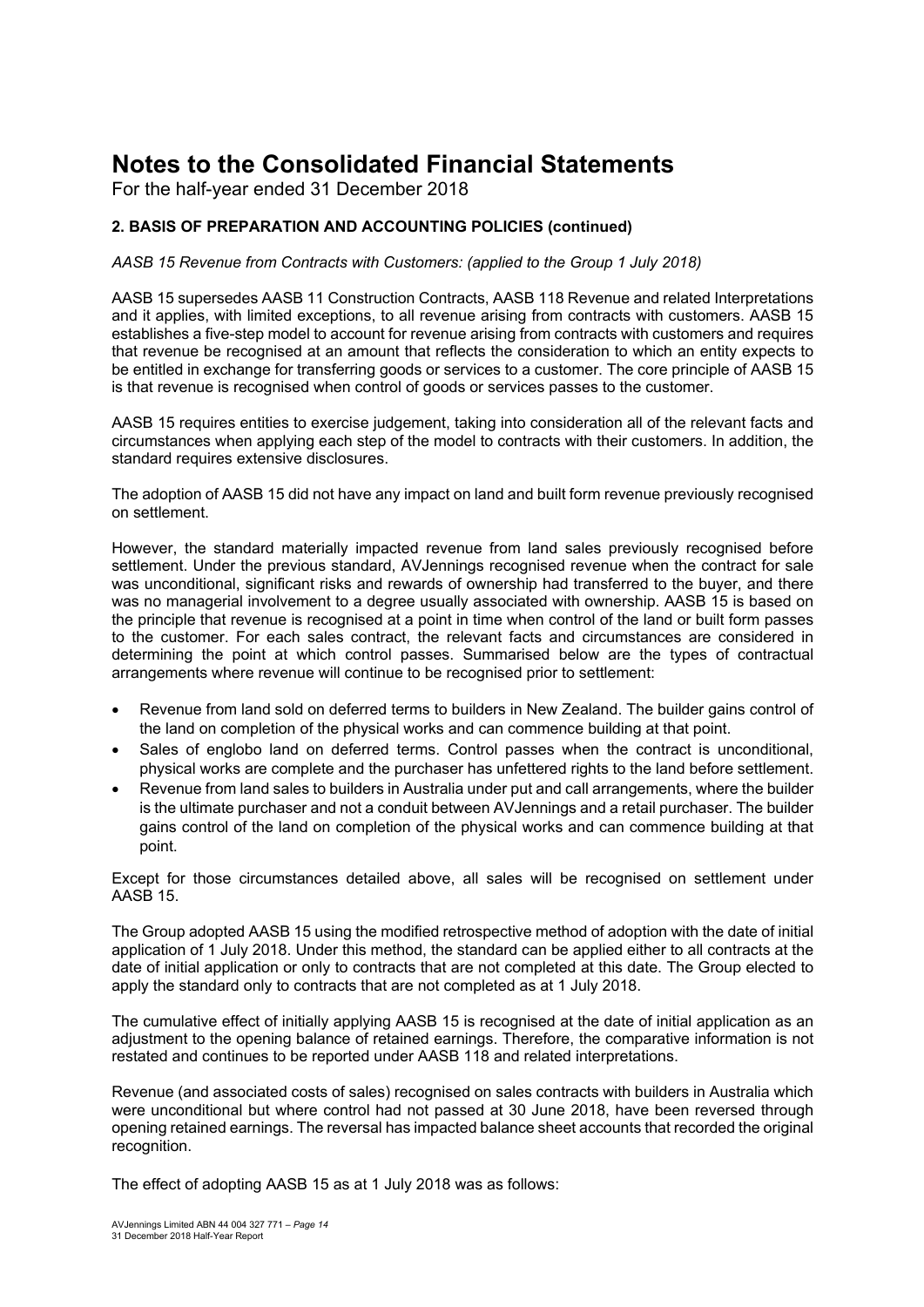# Notes to the Consolidated Financial Statements

For the half-year ended 31 December 2018

### 2. BASIS OF PREPARATION AND ACCOUNTING POLICIES (continued)

*AASB 15 Revenue from Contracts with Customers: (applied to the Group 1 July 2018)*

AASB 15 supersedes AASB 11 Construction Contracts, AASB 118 Revenue and related Interpretations and it applies, with limited exceptions, to all revenue arising from contracts with customers. AASB 15 establishes a five-step model to account for revenue arising from contracts with customers and requires that revenue be recognised at an amount that reflects the consideration to which an entity expects to be entitled in exchange for transferring goods or services to a customer. The core principle of AASB 15 is that revenue is recognised when control of goods or services passes to the customer.

AASB 15 requires entities to exercise judgement, taking into consideration all of the relevant facts and circumstances when applying each step of the model to contracts with their customers. In addition, the standard requires extensive disclosures.

The adoption of AASB 15 did not have any impact on land and built form revenue previously recognised on settlement.

However, the standard materially impacted revenue from land sales previously recognised before settlement. Under the previous standard, AVJennings recognised revenue when the contract for sale was unconditional, significant risks and rewards of ownership had transferred to the buyer, and there was no managerial involvement to a degree usually associated with ownership. AASB 15 is based on the principle that revenue is recognised at a point in time when control of the land or built form passes to the customer. For each sales contract, the relevant facts and circumstances are considered in determining the point at which control passes. Summarised below are the types of contractual arrangements where revenue will continue to be recognised prior to settlement:

- Revenue from land sold on deferred terms to builders in New Zealand. The builder gains control of the land on completion of the physical works and can commence building at that point.
- Sales of englobo land on deferred terms. Control passes when the contract is unconditional, physical works are complete and the purchaser has unfettered rights to the land before settlement.
- Revenue from land sales to builders in Australia under put and call arrangements, where the builder is the ultimate purchaser and not a conduit between AVJennings and a retail purchaser. The builder gains control of the land on completion of the physical works and can commence building at that point.

Except for those circumstances detailed above, all sales will be recognised on settlement under AASB 15.

The Group adopted AASB 15 using the modified retrospective method of adoption with the date of initial application of 1 July 2018. Under this method, the standard can be applied either to all contracts at the date of initial application or only to contracts that are not completed at this date. The Group elected to apply the standard only to contracts that are not completed as at 1 July 2018.

The cumulative effect of initially applying AASB 15 is recognised at the date of initial application as an adjustment to the opening balance of retained earnings. Therefore, the comparative information is not restated and continues to be reported under AASB 118 and related interpretations.

Revenue (and associated costs of sales) recognised on sales contracts with builders in Australia which were unconditional but where control had not passed at 30 June 2018, have been reversed through opening retained earnings. The reversal has impacted balance sheet accounts that recorded the original recognition.

The effect of adopting AASB 15 as at 1 July 2018 was as follows: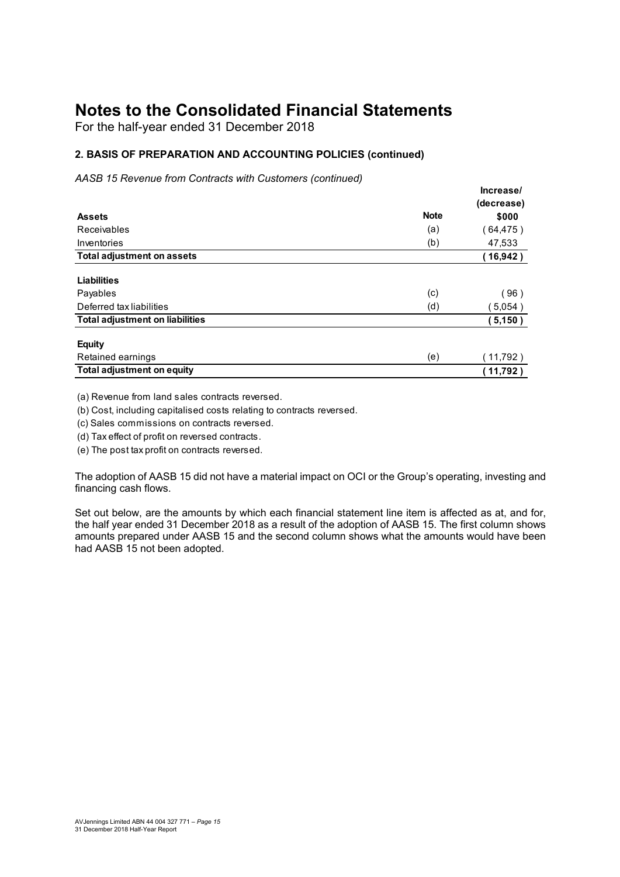# Notes to the Consolidated Financial Statements

For the half-year ended 31 December 2018

### 2. BASIS OF PREPARATION AND ACCOUNTING POLICIES (continued)

*AASB 15 Revenue from Contracts with Customers (continued)*

| | Note | Increase/ (decrease) $000 |
|---|---|---|
| **Assets** | | |
| Receivables | (a) | ( 64,475 ) |
| Inventories | (b) | 47,533 |
| **Total adjustment on assets** | | **( 16,942 )** |
| **Liabilities** | | |
| Payables | (c) | ( 96 ) |
| Deferred tax liabilities | (d) | ( 5,054 ) |
| **Total adjustment on liabilities** | | **( 5,150 )** |
| **Equity** | | |
| Retained earnings | (e) | ( 11,792 ) |
| **Total adjustment on equity** | | **( 11,792 )** |

(a) Revenue from land sales contracts reversed.

(b) Cost, including capitalised costs relating to contracts reversed.

(c) Sales commissions on contracts reversed.

(d) Tax effect of profit on reversed contracts.

(e) The post tax profit on contracts reversed.

The adoption of AASB 15 did not have a material impact on OCI or the Group's operating, investing and financing cash flows.

Set out below, are the amounts by which each financial statement line item is affected as at, and for, the half year ended 31 December 2018 as a result of the adoption of AASB 15. The first column shows amounts prepared under AASB 15 and the second column shows what the amounts would have been had AASB 15 not been adopted.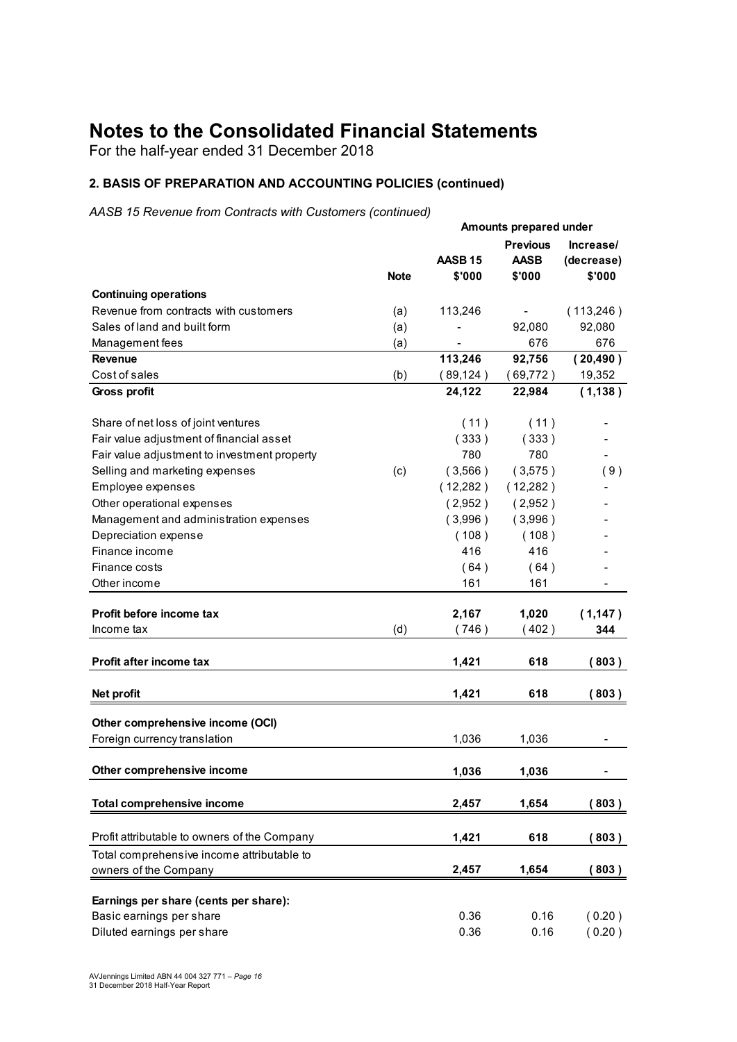# Notes to the Consolidated Financial Statements

For the half-year ended 31 December 2018

## 2. BASIS OF PREPARATION AND ACCOUNTING POLICIES (continued)

*AASB 15 Revenue from Contracts with Customers (continued)*

| | | Amounts prepared under | | |
|---|---|---|---|---|
| | **Note** | **AASB 15 $'000** | **Previous AASB $'000** | **Increase/ (decrease) $'000** |
| **Continuing operations** | | | | |
| Revenue from contracts with customers | (a) | 113,246 | - | ( 113,246 ) |
| Sales of land and built form | (a) | - | 92,080 | 92,080 |
| Management fees | (a) | - | 676 | 676 |
| **Revenue** | | **113,246** | **92,756** | **( 20,490 )** |
| Cost of sales | (b) | ( 89,124 ) | ( 69,772 ) | 19,352 |
| **Gross profit** | | **24,122** | **22,984** | **( 1,138 )** |
| Share of net loss of joint ventures | | ( 11 ) | ( 11 ) | - |
| Fair value adjustment of financial asset | | ( 333 ) | ( 333 ) | - |
| Fair value adjustment to investment property | | 780 | 780 | - |
| Selling and marketing expenses | (c) | ( 3,566 ) | ( 3,575 ) | ( 9 ) |
| Employee expenses | | ( 12,282 ) | ( 12,282 ) | - |
| Other operational expenses | | ( 2,952 ) | ( 2,952 ) | - |
| Management and administration expenses | | ( 3,996 ) | ( 3,996 ) | - |
| Depreciation expense | | ( 108 ) | ( 108 ) | - |
| Finance income | | 416 | 416 | - |
| Finance costs | | ( 64 ) | ( 64 ) | - |
| Other income | | 161 | 161 | - |
| **Profit before income tax** | | **2,167** | **1,020** | **( 1,147 )** |
| Income tax | (d) | ( 746 ) | ( 402 ) | **344** |
| **Profit after income tax** | | **1,421** | **618** | **( 803 )** |
| **Net profit** | | **1,421** | **618** | **( 803 )** |
| **Other comprehensive income (OCI)** | | | | |
| Foreign currency translation | | 1,036 | 1,036 | - |
| **Other comprehensive income** | | **1,036** | **1,036** | - |
| **Total comprehensive income** | | **2,457** | **1,654** | **( 803 )** |
| Profit attributable to owners of the Company | | **1,421** | **618** | **( 803 )** |
| Total comprehensive income attributable to owners of the Company | | **2,457** | **1,654** | **( 803 )** |
| **Earnings per share (cents per share):** | | | | |
| Basic earnings per share | | 0.36 | 0.16 | ( 0.20 ) |
| Diluted earnings per share | | 0.36 | 0.16 | ( 0.20 ) |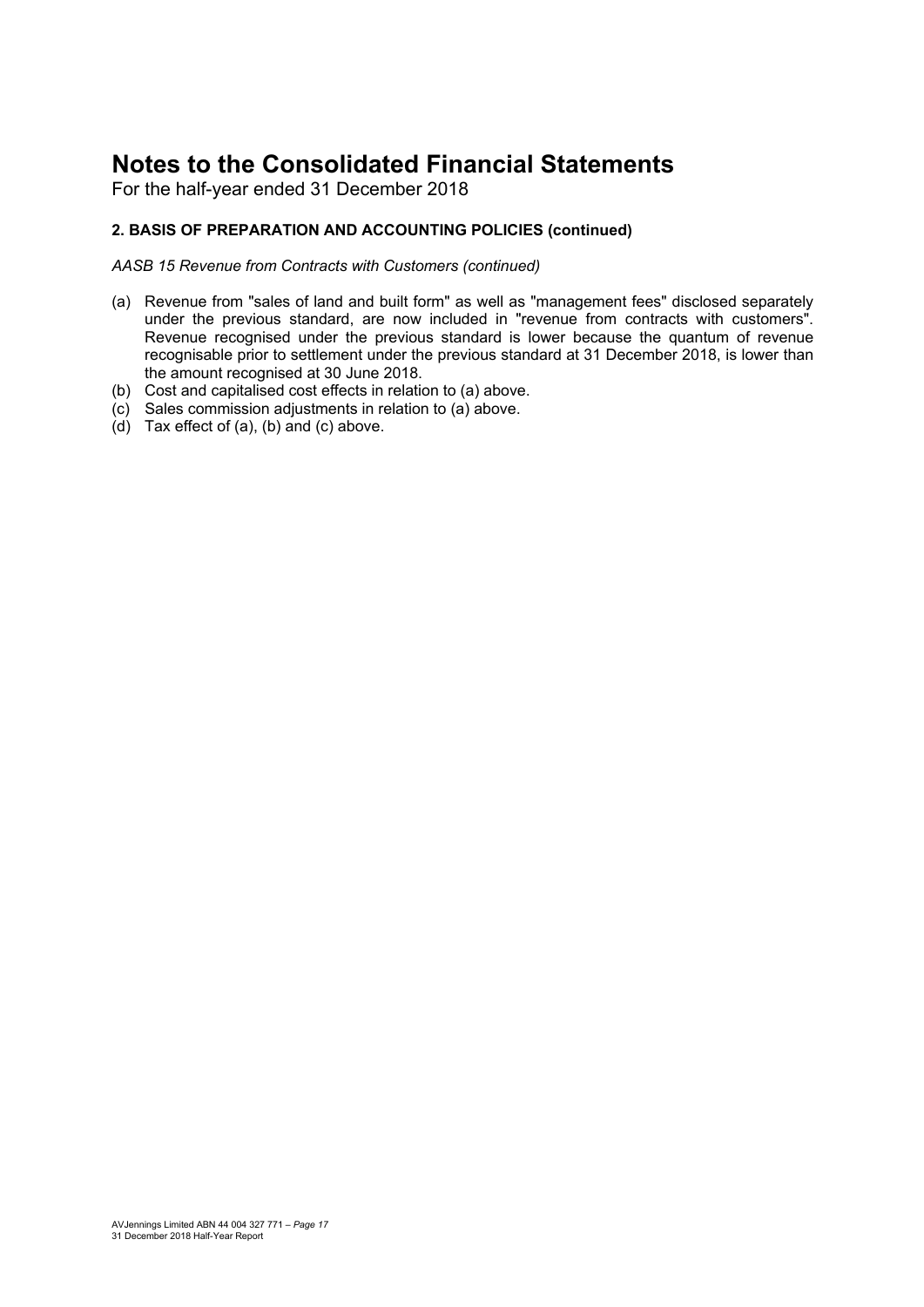# Notes to the Consolidated Financial Statements

For the half-year ended 31 December 2018

**2. BASIS OF PREPARATION AND ACCOUNTING POLICIES (continued)**

*AASB 15 Revenue from Contracts with Customers (continued)*

(a) Revenue from "sales of land and built form" as well as "management fees" disclosed separately under the previous standard, are now included in "revenue from contracts with customers". Revenue recognised under the previous standard is lower because the quantum of revenue recognisable prior to settlement under the previous standard at 31 December 2018, is lower than the amount recognised at 30 June 2018.

(b) Cost and capitalised cost effects in relation to (a) above.

(c) Sales commission adjustments in relation to (a) above.

(d) Tax effect of (a), (b) and (c) above.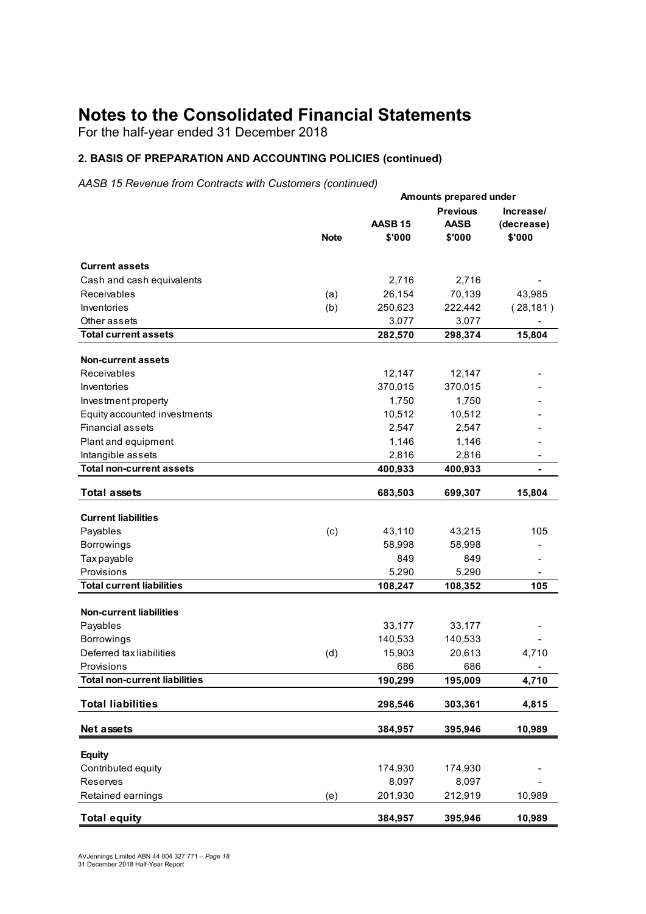# Notes to the Consolidated Financial Statements

For the half-year ended 31 December 2018

### 2. BASIS OF PREPARATION AND ACCOUNTING POLICIES (continued)

*AASB 15 Revenue from Contracts with Customers (continued)*

| | Note | Amounts prepared under | | |
|---|---|---|---|---|
| | | AASB 15<br>$'000 | Previous AASB<br>$'000 | Increase/ (decrease)<br>$'000 |
| **Current assets** | | | | |
| Cash and cash equivalents | | 2,716 | 2,716 | - |
| Receivables | (a) | 26,154 | 70,139 | 43,985 |
| Inventories | (b) | 250,623 | 222,442 | ( 28,181 ) |
| Other assets | | 3,077 | 3,077 | - |
| **Total current assets** | | **282,570** | **298,374** | **15,804** |
| **Non-current assets** | | | | |
| Receivables | | 12,147 | 12,147 | - |
| Inventories | | 370,015 | 370,015 | - |
| Investment property | | 1,750 | 1,750 | - |
| Equity accounted investments | | 10,512 | 10,512 | - |
| Financial assets | | 2,547 | 2,547 | - |
| Plant and equipment | | 1,146 | 1,146 | - |
| Intangible assets | | 2,816 | 2,816 | - |
| **Total non-current assets** | | **400,933** | **400,933** | **-** |
| **Total assets** | | **683,503** | **699,307** | **15,804** |
| **Current liabilities** | | | | |
| Payables | (c) | 43,110 | 43,215 | 105 |
| Borrowings | | 58,998 | 58,998 | - |
| Tax payable | | 849 | 849 | - |
| Provisions | | 5,290 | 5,290 | - |
| **Total current liabilities** | | **108,247** | **108,352** | **105** |
| **Non-current liabilities** | | | | |
| Payables | | 33,177 | 33,177 | - |
| Borrowings | | 140,533 | 140,533 | - |
| Deferred tax liabilities | (d) | 15,903 | 20,613 | 4,710 |
| Provisions | | 686 | 686 | - |
| **Total non-current liabilities** | | **190,299** | **195,009** | **4,710** |
| **Total liabilities** | | **298,546** | **303,361** | **4,815** |
| **Net assets** | | **384,957** | **395,946** | **10,989** |
| **Equity** | | | | |
| Contributed equity | | 174,930 | 174,930 | - |
| Reserves | | 8,097 | 8,097 | - |
| Retained earnings | (e) | 201,930 | 212,919 | 10,989 |
| **Total equity** | | **384,957** | **395,946** | **10,989** |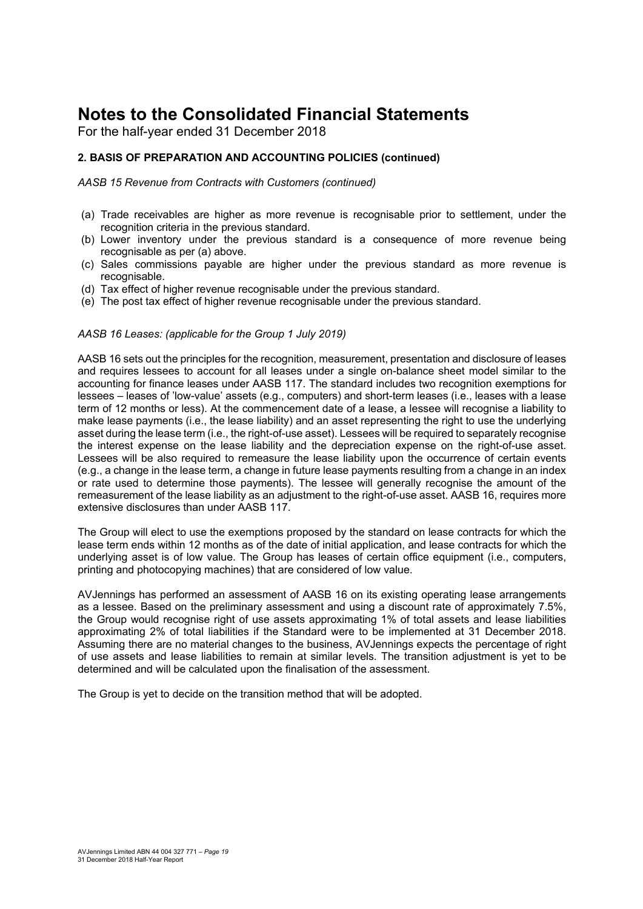# Notes to the Consolidated Financial Statements

For the half-year ended 31 December 2018

### 2. BASIS OF PREPARATION AND ACCOUNTING POLICIES (continued)

*AASB 15 Revenue from Contracts with Customers (continued)*

(a) Trade receivables are higher as more revenue is recognisable prior to settlement, under the recognition criteria in the previous standard.
(b) Lower inventory under the previous standard is a consequence of more revenue being recognisable as per (a) above.
(c) Sales commissions payable are higher under the previous standard as more revenue is recognisable.
(d) Tax effect of higher revenue recognisable under the previous standard.
(e) The post tax effect of higher revenue recognisable under the previous standard.

*AASB 16 Leases: (applicable for the Group 1 July 2019)*

AASB 16 sets out the principles for the recognition, measurement, presentation and disclosure of leases and requires lessees to account for all leases under a single on-balance sheet model similar to the accounting for finance leases under AASB 117. The standard includes two recognition exemptions for lessees – leases of 'low-value' assets (e.g., computers) and short-term leases (i.e., leases with a lease term of 12 months or less). At the commencement date of a lease, a lessee will recognise a liability to make lease payments (i.e., the lease liability) and an asset representing the right to use the underlying asset during the lease term (i.e., the right-of-use asset). Lessees will be required to separately recognise the interest expense on the lease liability and the depreciation expense on the right-of-use asset. Lessees will be also required to remeasure the lease liability upon the occurrence of certain events (e.g., a change in the lease term, a change in future lease payments resulting from a change in an index or rate used to determine those payments). The lessee will generally recognise the amount of the remeasurement of the lease liability as an adjustment to the right-of-use asset. AASB 16, requires more extensive disclosures than under AASB 117.

The Group will elect to use the exemptions proposed by the standard on lease contracts for which the lease term ends within 12 months as of the date of initial application, and lease contracts for which the underlying asset is of low value. The Group has leases of certain office equipment (i.e., computers, printing and photocopying machines) that are considered of low value.

AVJennings has performed an assessment of AASB 16 on its existing operating lease arrangements as a lessee. Based on the preliminary assessment and using a discount rate of approximately 7.5%, the Group would recognise right of use assets approximating 1% of total assets and lease liabilities approximating 2% of total liabilities if the Standard were to be implemented at 31 December 2018. Assuming there are no material changes to the business, AVJennings expects the percentage of right of use assets and lease liabilities to remain at similar levels. The transition adjustment is yet to be determined and will be calculated upon the finalisation of the assessment.

The Group is yet to decide on the transition method that will be adopted.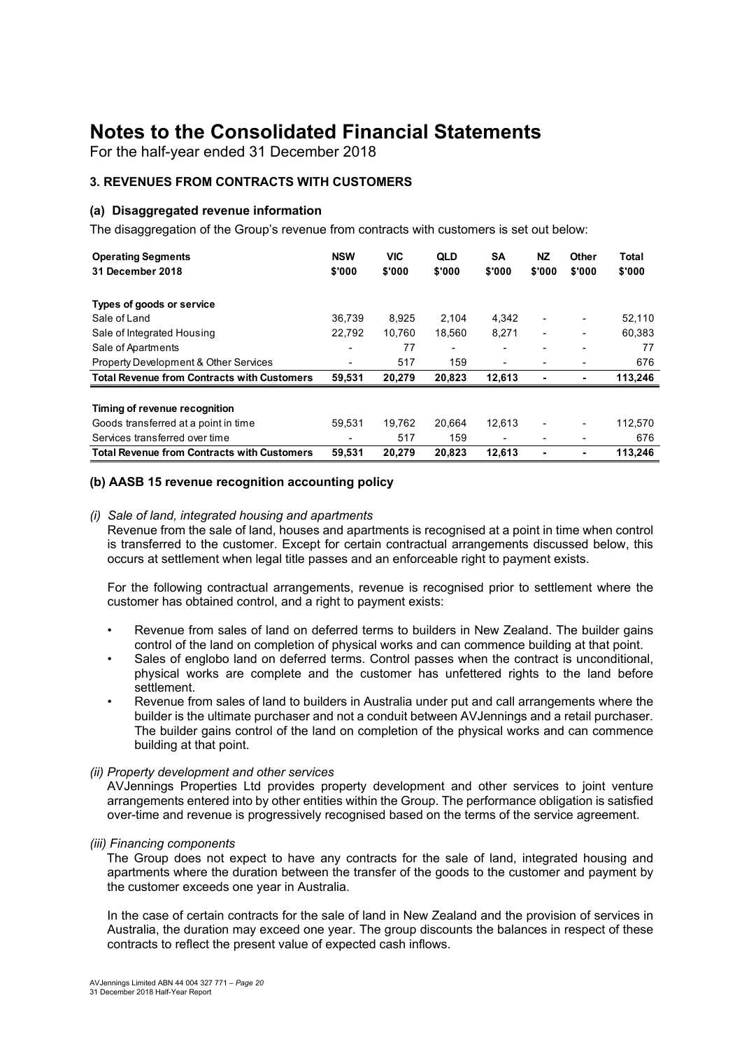# Notes to the Consolidated Financial Statements

For the half-year ended 31 December 2018

### 3. REVENUES FROM CONTRACTS WITH CUSTOMERS

#### (a) Disaggregated revenue information

The disaggregation of the Group's revenue from contracts with customers is set out below:

| **Operating Segments**<br>**31 December 2018** | **NSW**<br>**$'000** | **VIC**<br>**$'000** | **QLD**<br>**$'000** | **SA**<br>**$'000** | **NZ**<br>**$'000** | **Other**<br>**$'000** | **Total**<br>**$'000** |
|---|---|---|---|---|---|---|---|
| **Types of goods or service** | | | | | | | |
| Sale of Land | 36,739 | 8,925 | 2,104 | 4,342 | - | - | 52,110 |
| Sale of Integrated Housing | 22,792 | 10,760 | 18,560 | 8,271 | - | - | 60,383 |
| Sale of Apartments | - | 77 | - | - | - | - | 77 |
| Property Development & Other Services | - | 517 | 159 | - | - | - | 676 |
| **Total Revenue from Contracts with Customers** | **59,531** | **20,279** | **20,823** | **12,613** | **-** | **-** | **113,246** |
| **Timing of revenue recognition** | | | | | | | |
| Goods transferred at a point in time | 59,531 | 19,762 | 20,664 | 12,613 | - | - | 112,570 |
| Services transferred over time | - | 517 | 159 | - | - | - | 676 |
| **Total Revenue from Contracts with Customers** | **59,531** | **20,279** | **20,823** | **12,613** | **-** | **-** | **113,246** |

#### (b) AASB 15 revenue recognition accounting policy

*(i) Sale of land, integrated housing and apartments*

Revenue from the sale of land, houses and apartments is recognised at a point in time when control is transferred to the customer. Except for certain contractual arrangements discussed below, this occurs at settlement when legal title passes and an enforceable right to payment exists.

For the following contractual arrangements, revenue is recognised prior to settlement where the customer has obtained control, and a right to payment exists:

- Revenue from sales of land on deferred terms to builders in New Zealand. The builder gains control of the land on completion of physical works and can commence building at that point.
- Sales of englobo land on deferred terms. Control passes when the contract is unconditional, physical works are complete and the customer has unfettered rights to the land before settlement.
- Revenue from sales of land to builders in Australia under put and call arrangements where the builder is the ultimate purchaser and not a conduit between AVJennings and a retail purchaser. The builder gains control of the land on completion of the physical works and can commence building at that point.

*(ii) Property development and other services*

AVJennings Properties Ltd provides property development and other services to joint venture arrangements entered into by other entities within the Group. The performance obligation is satisfied over-time and revenue is progressively recognised based on the terms of the service agreement.

*(iii) Financing components*

The Group does not expect to have any contracts for the sale of land, integrated housing and apartments where the duration between the transfer of the goods to the customer and payment by the customer exceeds one year in Australia.

In the case of certain contracts for the sale of land in New Zealand and the provision of services in Australia, the duration may exceed one year. The group discounts the balances in respect of these contracts to reflect the present value of expected cash inflows.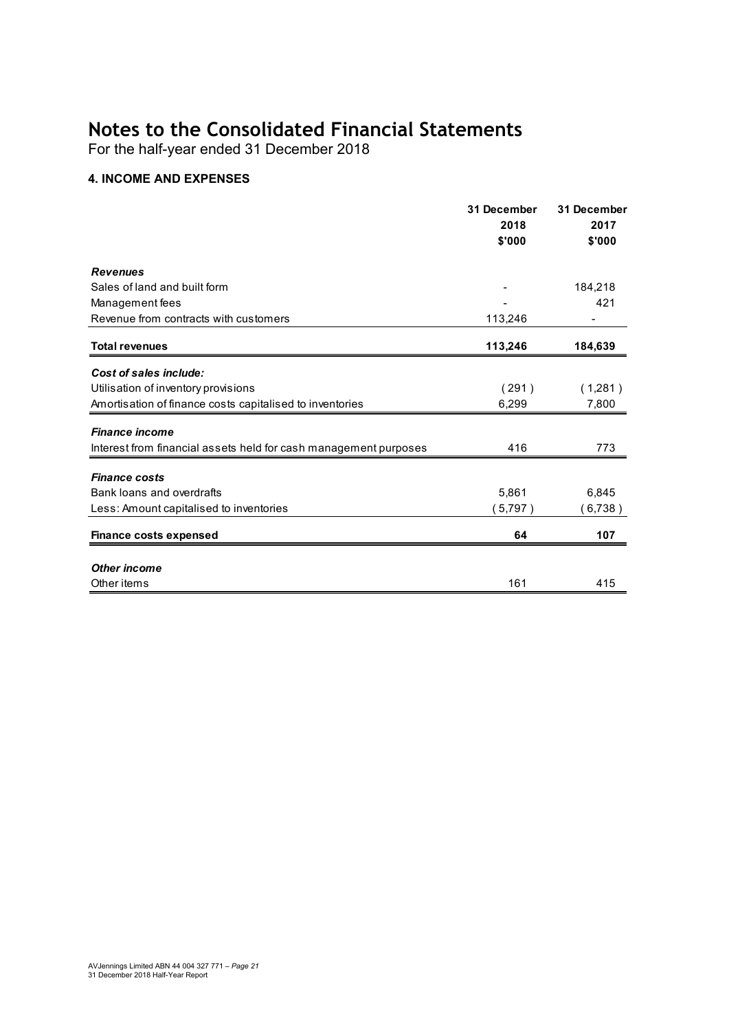# Notes to the Consolidated Financial Statements

For the half-year ended 31 December 2018

### 4. INCOME AND EXPENSES

| | 31 December 2018 $'000 | 31 December 2017 $'000 |
|---|---|---|
| ***Revenues*** | | |
| Sales of land and built form | - | 184,218 |
| Management fees | - | 421 |
| Revenue from contracts with customers | 113,246 | - |
| **Total revenues** | **113,246** | **184,639** |
| ***Cost of sales include:*** | | |
| Utilisation of inventory provisions | ( 291 ) | ( 1,281 ) |
| Amortisation of finance costs capitalised to inventories | 6,299 | 7,800 |
| ***Finance income*** | | |
| Interest from financial assets held for cash management purposes | 416 | 773 |
| ***Finance costs*** | | |
| Bank loans and overdrafts | 5,861 | 6,845 |
| Less: Amount capitalised to inventories | ( 5,797 ) | ( 6,738 ) |
| **Finance costs expensed** | **64** | **107** |
| ***Other income*** | | |
| Other items | 161 | 415 |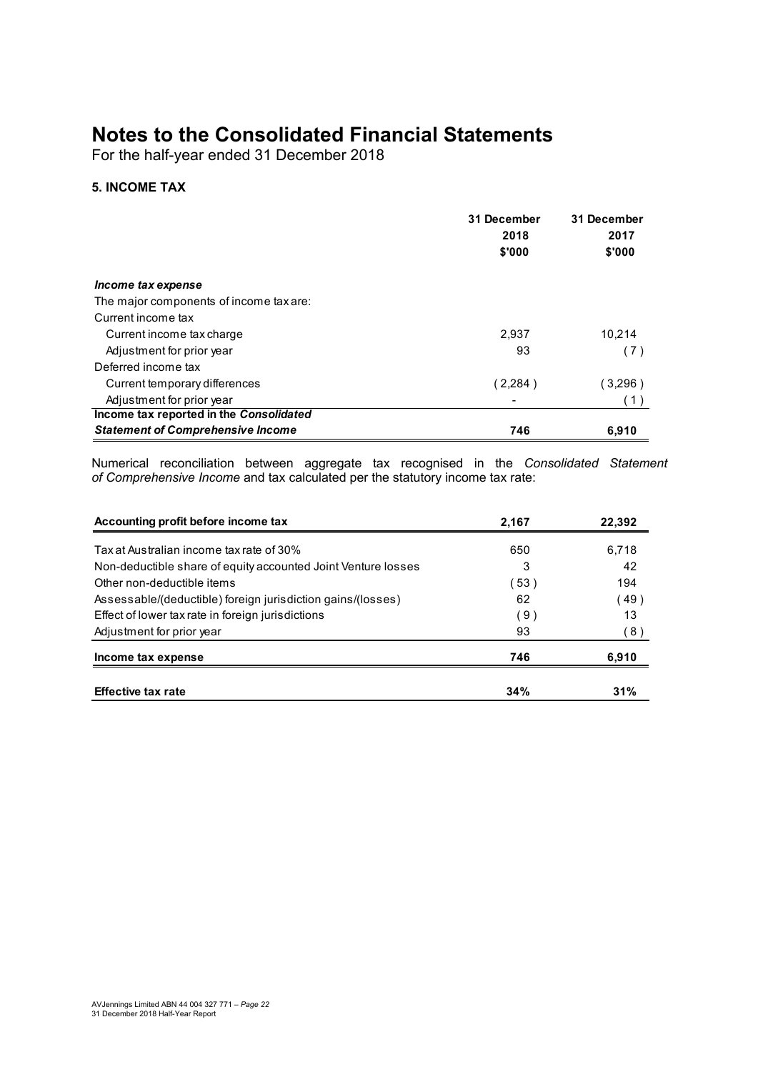# Notes to the Consolidated Financial Statements

For the half-year ended 31 December 2018

### 5. INCOME TAX

| | 31 December 2018 $'000 | 31 December 2017 $'000 |
|---|---|---|
| ***Income tax expense*** | | |
| The major components of income tax are: | | |
| Current income tax | | |
| Current income tax charge | 2,937 | 10,214 |
| Adjustment for prior year | 93 | ( 7 ) |
| Deferred income tax | | |
| Current temporary differences | ( 2,284 ) | ( 3,296 ) |
| Adjustment for prior year | - | ( 1 ) |
| **Income tax reported in the *Consolidated Statement of Comprehensive Income*** | **746** | **6,910** |

Numerical reconciliation between aggregate tax recognised in the *Consolidated Statement of Comprehensive Income* and tax calculated per the statutory income tax rate:

| | | |
|---|---|---|
| **Accounting profit before income tax** | **2,167** | **22,392** |
| Tax at Australian income tax rate of 30% | 650 | 6,718 |
| Non-deductible share of equity accounted Joint Venture losses | 3 | 42 |
| Other non-deductible items | ( 53 ) | 194 |
| Assessable/(deductible) foreign jurisdiction gains/(losses) | 62 | ( 49 ) |
| Effect of lower tax rate in foreign jurisdictions | ( 9 ) | 13 |
| Adjustment for prior year | 93 | ( 8 ) |
| **Income tax expense** | **746** | **6,910** |
| **Effective tax rate** | **34%** | **31%** |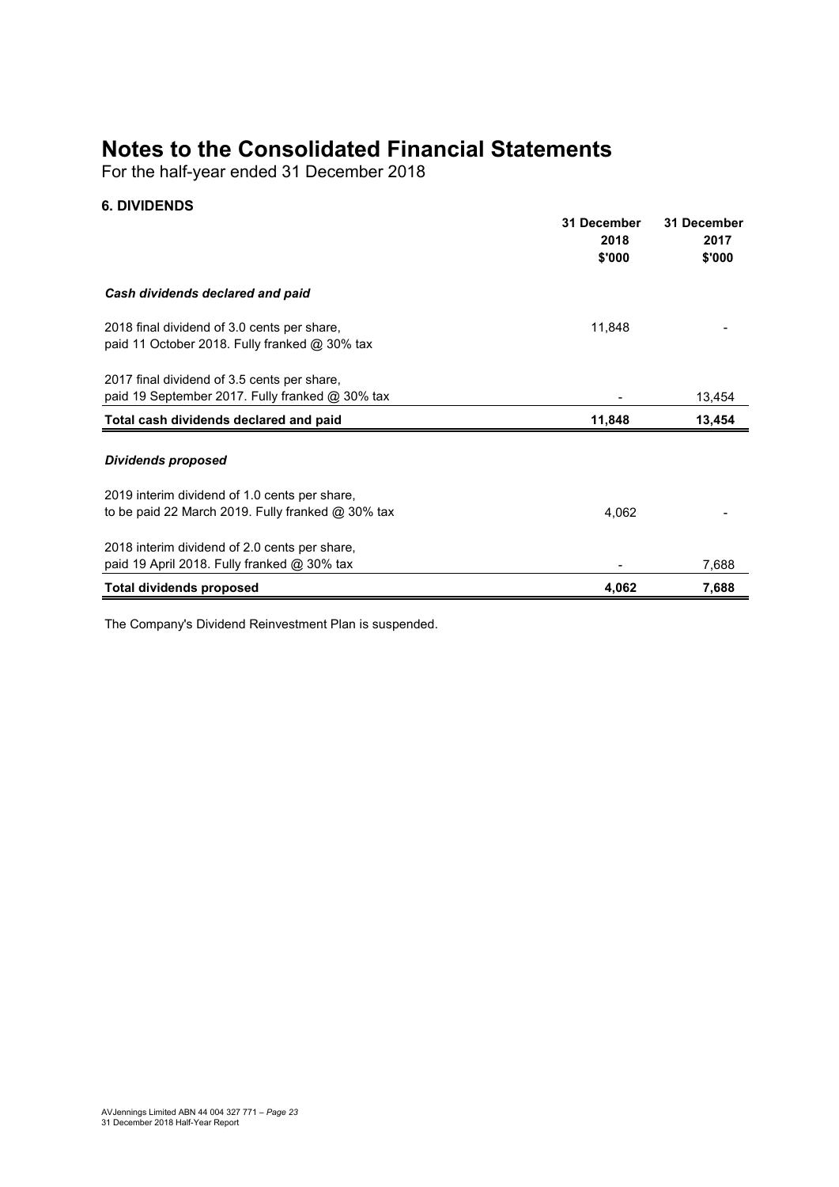# Notes to the Consolidated Financial Statements

For the half-year ended 31 December 2018

## 6. DIVIDENDS

| | 31 December 2018 $'000 | 31 December 2017 $'000 |
|---|---|---|
| ***Cash dividends declared and paid*** | | |
| 2018 final dividend of 3.0 cents per share, paid 11 October 2018. Fully franked @ 30% tax | 11,848 | - |
| 2017 final dividend of 3.5 cents per share, paid 19 September 2017. Fully franked @ 30% tax | - | 13,454 |
| **Total cash dividends declared and paid** | **11,848** | **13,454** |
| ***Dividends proposed*** | | |
| 2019 interim dividend of 1.0 cents per share, to be paid 22 March 2019. Fully franked @ 30% tax | 4,062 | - |
| 2018 interim dividend of 2.0 cents per share, paid 19 April 2018. Fully franked @ 30% tax | - | 7,688 |
| **Total dividends proposed** | **4,062** | **7,688** |

The Company's Dividend Reinvestment Plan is suspended.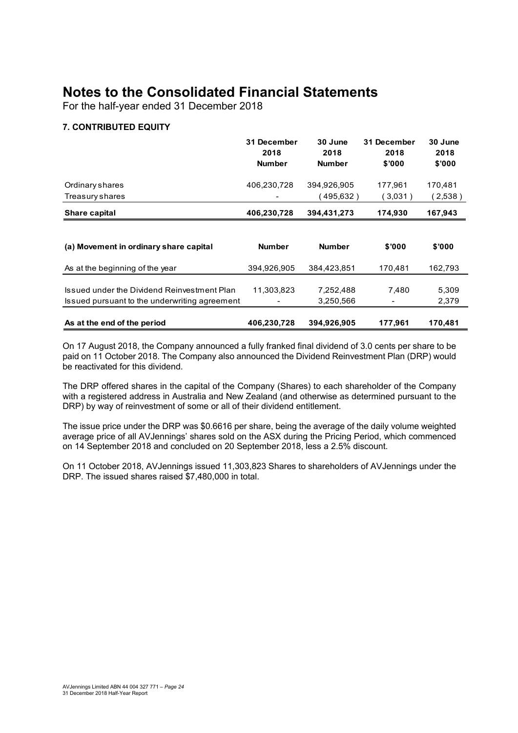# Notes to the Consolidated Financial Statements

For the half-year ended 31 December 2018

### 7. CONTRIBUTED EQUITY

| | 31 December 2018 Number | 30 June 2018 Number | 31 December 2018 $'000 | 30 June 2018 $'000 |
|---|---|---|---|---|
| Ordinary shares | 406,230,728 | 394,926,905 | 177,961 | 170,481 |
| Treasury shares | - | (495,632) | (3,031) | (2,538) |
| **Share capital** | **406,230,728** | **394,431,273** | **174,930** | **167,943** |

| (a) Movement in ordinary share capital | Number | Number | $'000 | $'000 |
|---|---|---|---|---|
| As at the beginning of the year | 394,926,905 | 384,423,851 | 170,481 | 162,793 |
| Issued under the Dividend Reinvestment Plan | 11,303,823 | 7,252,488 | 7,480 | 5,309 |
| Issued pursuant to the underwriting agreement | - | 3,250,566 | - | 2,379 |
| **As at the end of the period** | **406,230,728** | **394,926,905** | **177,961** | **170,481** |

On 17 August 2018, the Company announced a fully franked final dividend of 3.0 cents per share to be paid on 11 October 2018. The Company also announced the Dividend Reinvestment Plan (DRP) would be reactivated for this dividend.

The DRP offered shares in the capital of the Company (Shares) to each shareholder of the Company with a registered address in Australia and New Zealand (and otherwise as determined pursuant to the DRP) by way of reinvestment of some or all of their dividend entitlement.

The issue price under the DRP was $0.6616 per share, being the average of the daily volume weighted average price of all AVJennings' shares sold on the ASX during the Pricing Period, which commenced on 14 September 2018 and concluded on 20 September 2018, less a 2.5% discount.

On 11 October 2018, AVJennings issued 11,303,823 Shares to shareholders of AVJennings under the DRP. The issued shares raised $7,480,000 in total.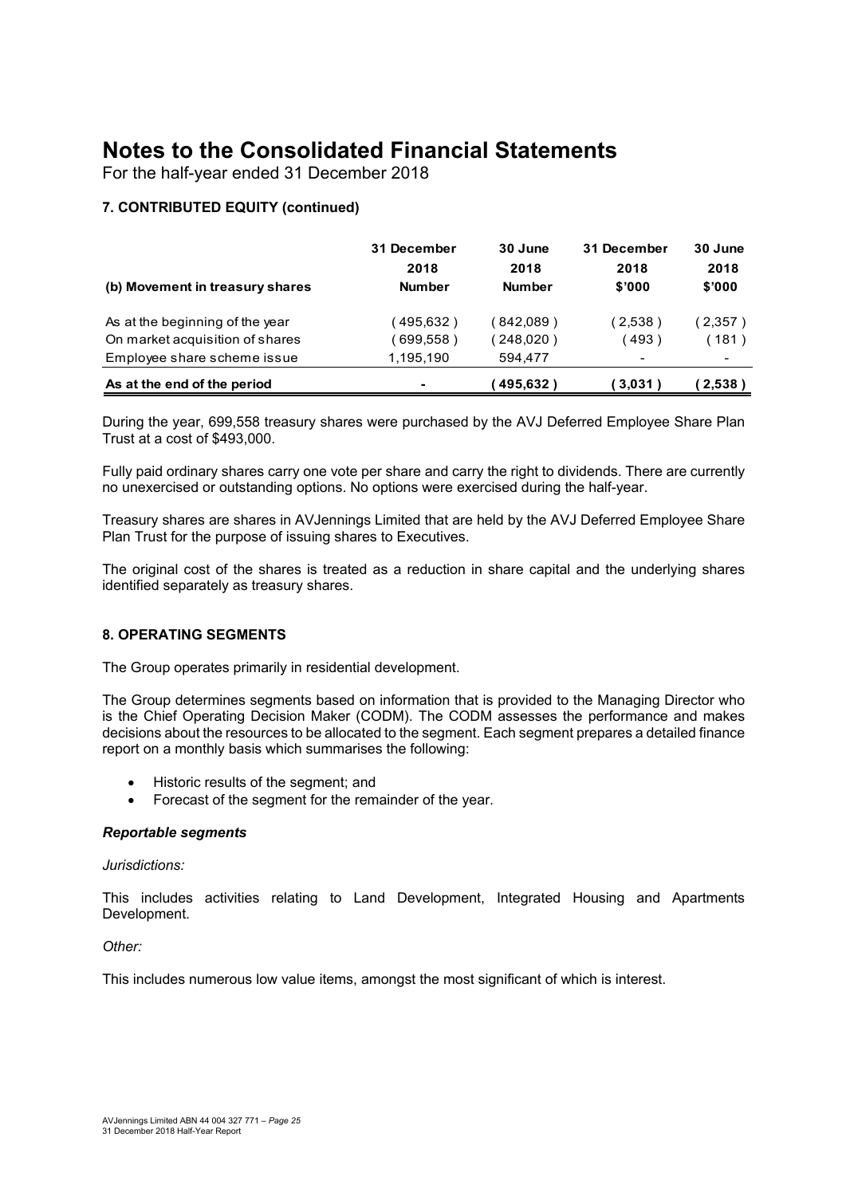# Notes to the Consolidated Financial Statements

For the half-year ended 31 December 2018

### 7. CONTRIBUTED EQUITY (continued)

| (b) Movement in treasury shares | 31 December 2018 Number | 30 June 2018 Number | 31 December 2018 \$'000 | 30 June 2018 \$'000 |
|---|---|---|---|---|
| As at the beginning of the year | ( 495,632 ) | ( 842,089 ) | ( 2,538 ) | ( 2,357 ) |
| On market acquisition of shares | ( 699,558 ) | ( 248,020 ) | ( 493 ) | ( 181 ) |
| Employee share scheme issue | 1,195,190 | 594,477 | - | - |
| **As at the end of the period** | **-** | **( 495,632 )** | **( 3,031 )** | **( 2,538 )** |

During the year, 699,558 treasury shares were purchased by the AVJ Deferred Employee Share Plan Trust at a cost of \$493,000.

Fully paid ordinary shares carry one vote per share and carry the right to dividends. There are currently no unexercised or outstanding options. No options were exercised during the half-year.

Treasury shares are shares in AVJennings Limited that are held by the AVJ Deferred Employee Share Plan Trust for the purpose of issuing shares to Executives.

The original cost of the shares is treated as a reduction in share capital and the underlying shares identified separately as treasury shares.

### 8. OPERATING SEGMENTS

The Group operates primarily in residential development.

The Group determines segments based on information that is provided to the Managing Director who is the Chief Operating Decision Maker (CODM). The CODM assesses the performance and makes decisions about the resources to be allocated to the segment. Each segment prepares a detailed finance report on a monthly basis which summarises the following:

- Historic results of the segment; and
- Forecast of the segment for the remainder of the year.

#### *Reportable segments*

*Jurisdictions:*

This includes activities relating to Land Development, Integrated Housing and Apartments Development.

*Other:*

This includes numerous low value items, amongst the most significant of which is interest.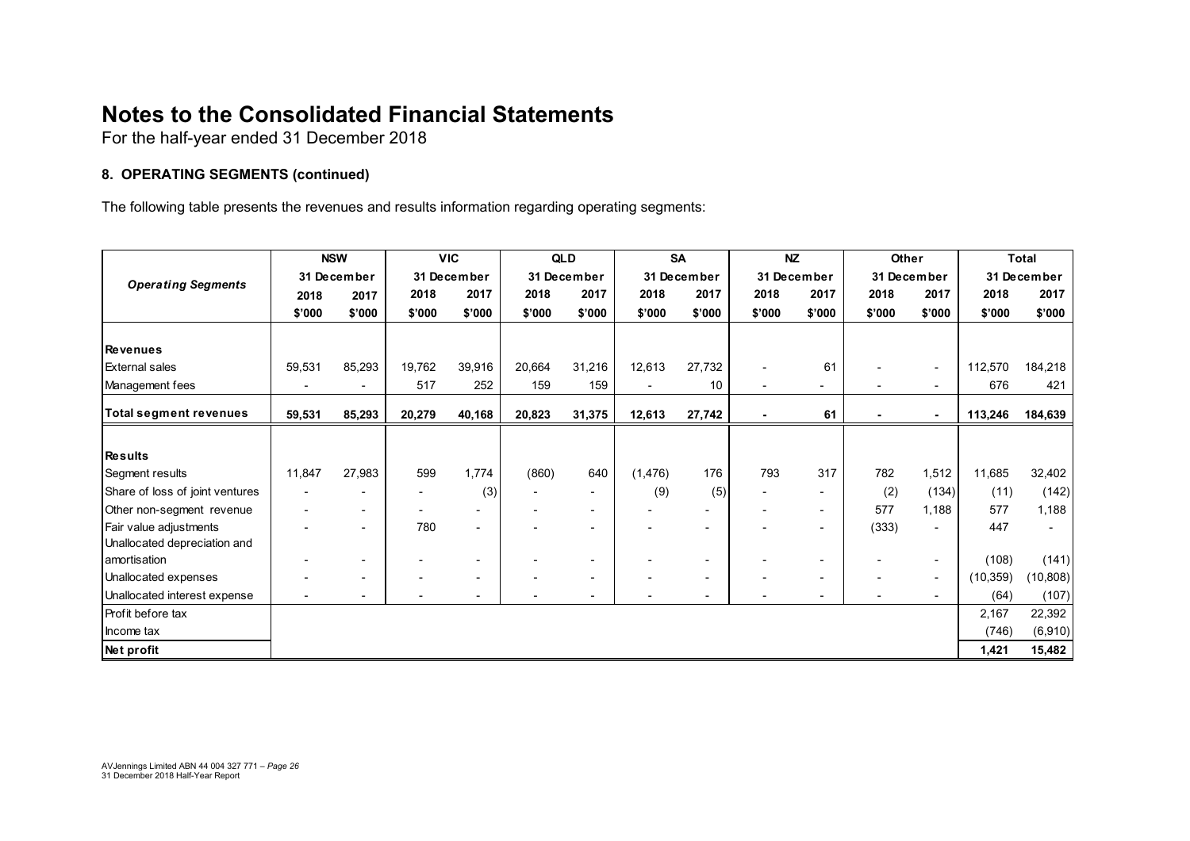# Notes to the Consolidated Financial Statements

For the half-year ended 31 December 2018

### 8. OPERATING SEGMENTS (continued)

The following table presents the revenues and results information regarding operating segments:

| *Operating Segments* | NSW | | VIC | | QLD | | SA | | NZ | | Other | | Total | |
|---|---|---|---|---|---|---|---|---|---|---|---|---|---|---|
| | 31 December | | 31 December | | 31 December | | 31 December | | 31 December | | 31 December | | 31 December | |
| | 2018 | 2017 | 2018 | 2017 | 2018 | 2017 | 2018 | 2017 | 2018 | 2017 | 2018 | 2017 | 2018 | 2017 |
| | \$'000 | \$'000 | \$'000 | \$'000 | \$'000 | \$'000 | \$'000 | \$'000 | \$'000 | \$'000 | \$'000 | \$'000 | \$'000 | \$'000 |
| **Revenues** | | | | | | | | | | | | | | |
| External sales | 59,531 | 85,293 | 19,762 | 39,916 | 20,664 | 31,216 | 12,613 | 27,732 | - | 61 | - | - | 112,570 | 184,218 |
| Management fees | - | - | 517 | 252 | 159 | 159 | - | 10 | - | - | - | - | 676 | 421 |
| **Total segment revenues** | **59,531** | **85,293** | **20,279** | **40,168** | **20,823** | **31,375** | **12,613** | **27,742** | **-** | **61** | **-** | **-** | **113,246** | **184,639** |
| **Results** | | | | | | | | | | | | | | |
| Segment results | 11,847 | 27,983 | 599 | 1,774 | (860) | 640 | (1,476) | 176 | 793 | 317 | 782 | 1,512 | 11,685 | 32,402 |
| Share of loss of joint ventures | - | - | - | (3) | - | - | (9) | (5) | - | - | (2) | (134) | (11) | (142) |
| Other non-segment revenue | - | - | - | - | - | - | - | - | - | - | 577 | 1,188 | 577 | 1,188 |
| Fair value adjustments | - | - | 780 | - | - | - | - | - | - | - | (333) | - | 447 | - |
| Unallocated depreciation and amortisation | - | - | - | - | - | - | - | - | - | - | - | - | (108) | (141) |
| Unallocated expenses | - | - | - | - | - | - | - | - | - | - | - | - | (10,359) | (10,808) |
| Unallocated interest expense | - | - | - | - | - | - | - | - | - | - | - | - | (64) | (107) |
| Profit before tax | | | | | | | | | | | | | 2,167 | 22,392 |
| Income tax | | | | | | | | | | | | | (746) | (6,910) |
| **Net profit** | | | | | | | | | | | | | **1,421** | **15,482** |

AVJennings Limited ABN 44 004 327 771 – *Page 26*
31 December 2018 Half-Year Report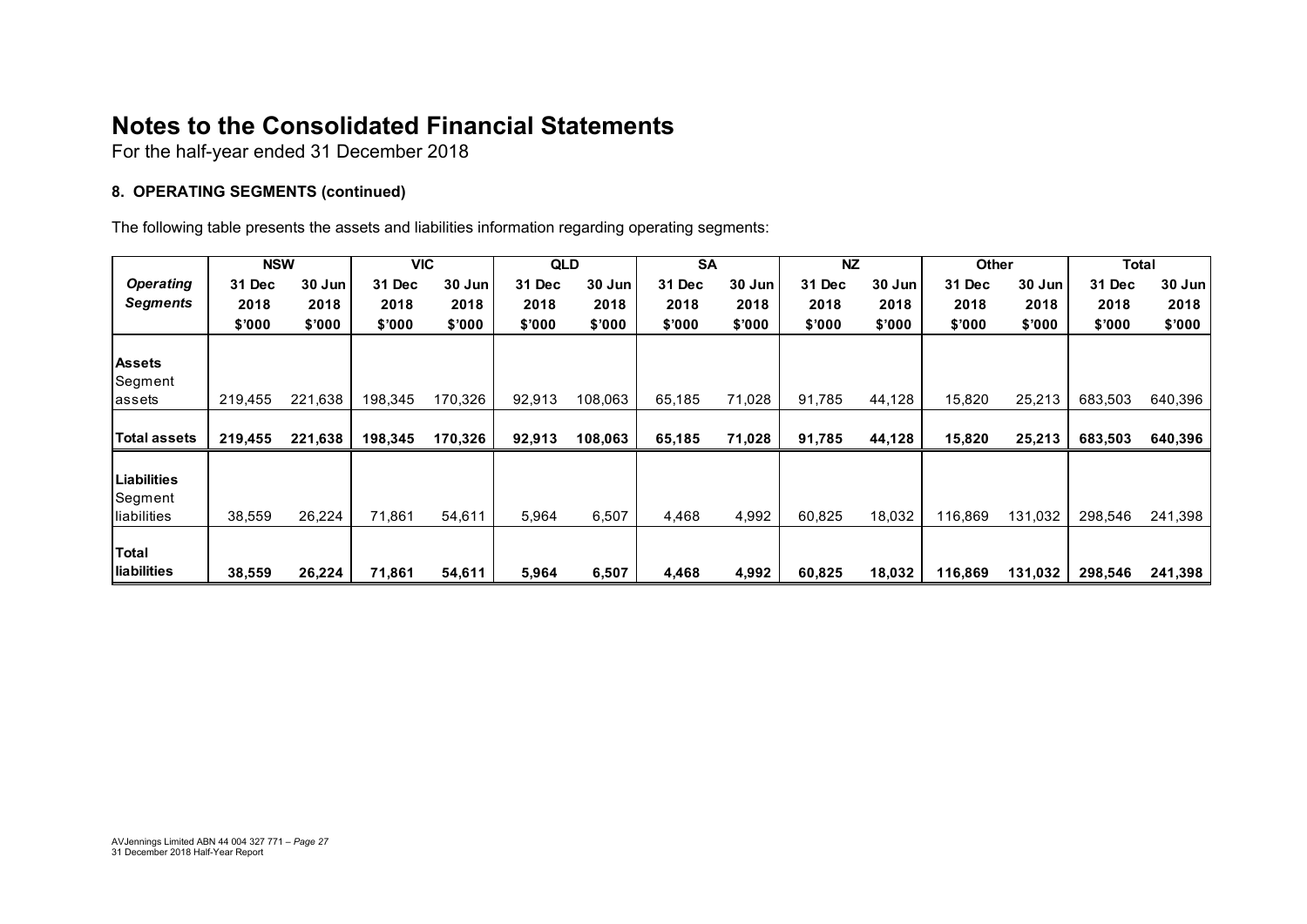# Notes to the Consolidated Financial Statements

For the half-year ended 31 December 2018

### 8. OPERATING SEGMENTS (continued)

The following table presents the assets and liabilities information regarding operating segments:

| *Operating Segments* | NSW | | VIC | | QLD | | SA | | NZ | | Other | | Total | |
|---|---|---|---|---|---|---|---|---|---|---|---|---|---|---|
| | **31 Dec 2018 \$'000** | **30 Jun 2018 \$'000** | **31 Dec 2018 \$'000** | **30 Jun 2018 \$'000** | **31 Dec 2018 \$'000** | **30 Jun 2018 \$'000** | **31 Dec 2018 \$'000** | **30 Jun 2018 \$'000** | **31 Dec 2018 \$'000** | **30 Jun 2018 \$'000** | **31 Dec 2018 \$'000** | **30 Jun 2018 \$'000** | **31 Dec 2018 \$'000** | **30 Jun 2018 \$'000** |
| **Assets** | | | | | | | | | | | | | | |
| Segment assets | 219,455 | 221,638 | 198,345 | 170,326 | 92,913 | 108,063 | 65,185 | 71,028 | 91,785 | 44,128 | 15,820 | 25,213 | 683,503 | 640,396 |
| **Total assets** | **219,455** | **221,638** | **198,345** | **170,326** | **92,913** | **108,063** | **65,185** | **71,028** | **91,785** | **44,128** | **15,820** | **25,213** | **683,503** | **640,396** |
| **Liabilities** | | | | | | | | | | | | | | |
| Segment liabilities | 38,559 | 26,224 | 71,861 | 54,611 | 5,964 | 6,507 | 4,468 | 4,992 | 60,825 | 18,032 | 116,869 | 131,032 | 298,546 | 241,398 |
| **Total liabilities** | **38,559** | **26,224** | **71,861** | **54,611** | **5,964** | **6,507** | **4,468** | **4,992** | **60,825** | **18,032** | **116,869** | **131,032** | **298,546** | **241,398** |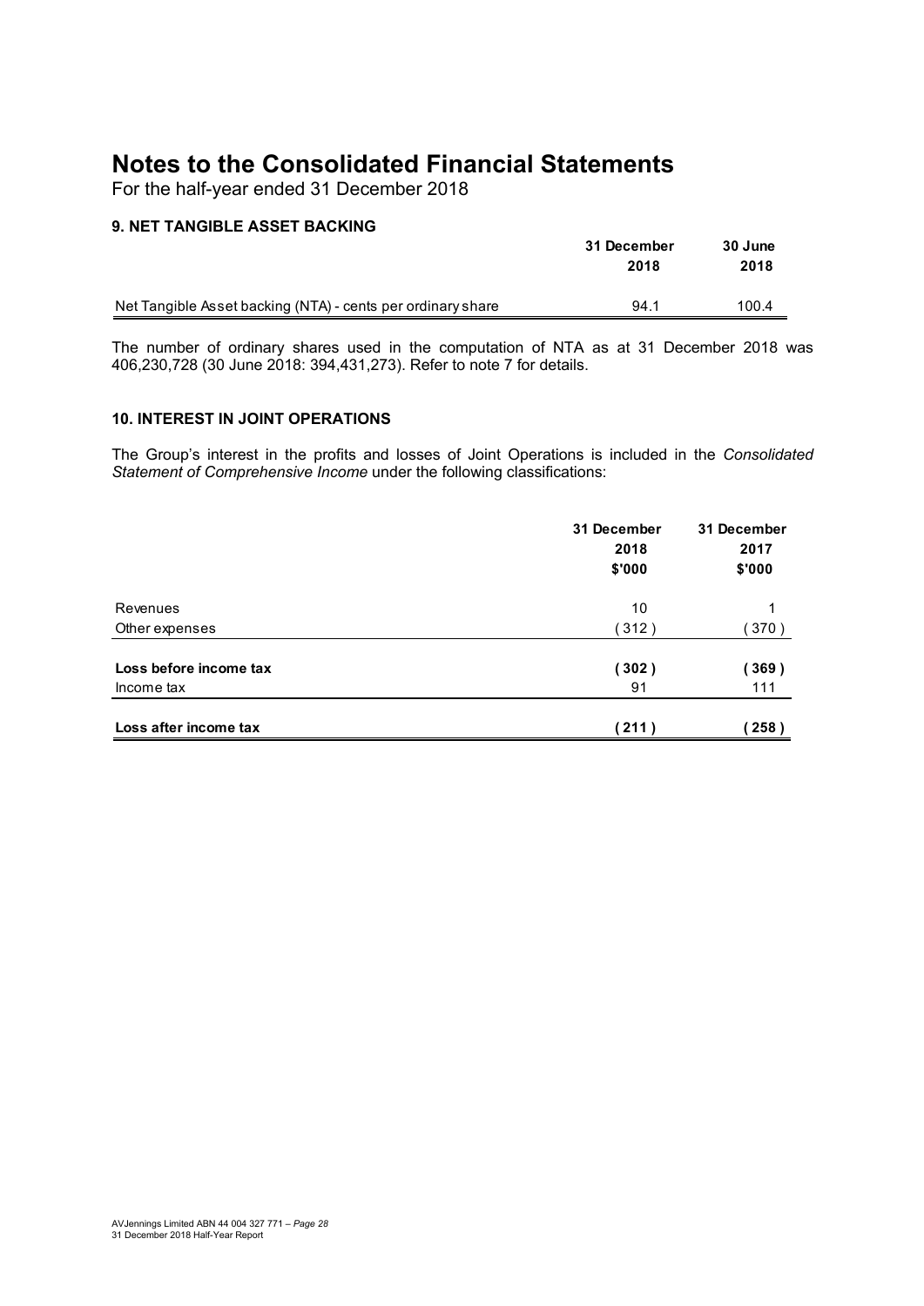# Notes to the Consolidated Financial Statements

For the half-year ended 31 December 2018

## 9. NET TANGIBLE ASSET BACKING

| | 31 December 2018 | 30 June 2018 |
|---|---|---|
| Net Tangible Asset backing (NTA) - cents per ordinary share | 94.1 | 100.4 |

The number of ordinary shares used in the computation of NTA as at 31 December 2018 was 406,230,728 (30 June 2018: 394,431,273). Refer to note 7 for details.

## 10. INTEREST IN JOINT OPERATIONS

The Group's interest in the profits and losses of Joint Operations is included in the *Consolidated Statement of Comprehensive Income* under the following classifications:

| | 31 December 2018 $'000 | 31 December 2017 $'000 |
|---|---|---|
| Revenues | 10 | 1 |
| Other expenses | ( 312 ) | ( 370 ) |
| **Loss before income tax** | **( 302 )** | **( 369 )** |
| Income tax | 91 | 111 |
| **Loss after income tax** | **( 211 )** | **( 258 )** |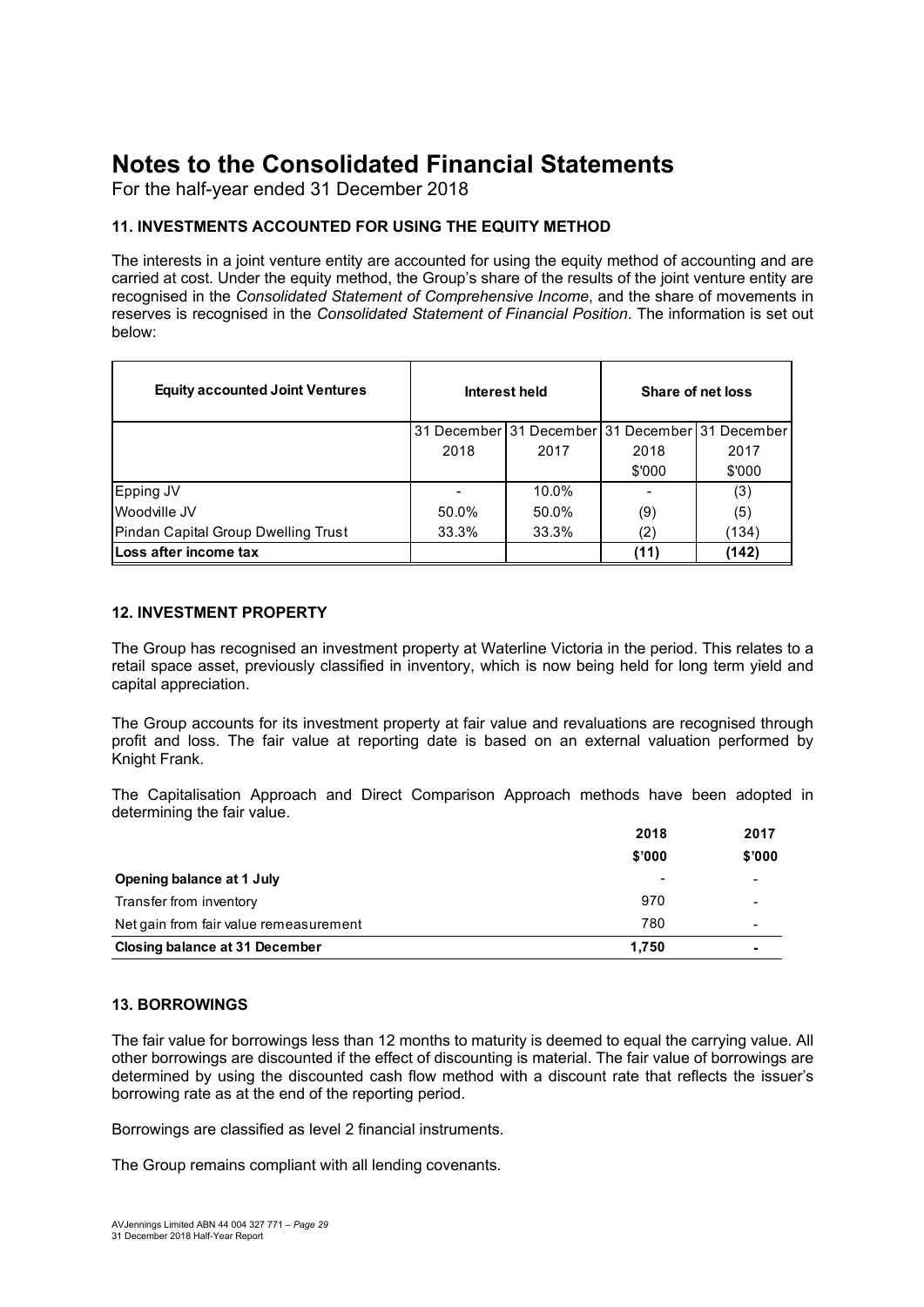# Notes to the Consolidated Financial Statements

For the half-year ended 31 December 2018

### 11. INVESTMENTS ACCOUNTED FOR USING THE EQUITY METHOD

The interests in a joint venture entity are accounted for using the equity method of accounting and are carried at cost. Under the equity method, the Group's share of the results of the joint venture entity are recognised in the *Consolidated Statement of Comprehensive Income*, and the share of movements in reserves is recognised in the *Consolidated Statement of Financial Position*. The information is set out below:

| Equity accounted Joint Ventures | Interest held | | Share of net loss | |
|---|---|---|---|---|
| | 31 December 2018 | 31 December 2017 | 31 December 2018 $'000 | 31 December 2017 $'000 |
| Epping JV | - | 10.0% | - | (3) |
| Woodville JV | 50.0% | 50.0% | (9) | (5) |
| Pindan Capital Group Dwelling Trust | 33.3% | 33.3% | (2) | (134) |
| **Loss after income tax** | | | **(11)** | **(142)** |

### 12. INVESTMENT PROPERTY

The Group has recognised an investment property at Waterline Victoria in the period. This relates to a retail space asset, previously classified in inventory, which is now being held for long term yield and capital appreciation.

The Group accounts for its investment property at fair value and revaluations are recognised through profit and loss. The fair value at reporting date is based on an external valuation performed by Knight Frank.

The Capitalisation Approach and Direct Comparison Approach methods have been adopted in determining the fair value.

| | 2018 $'000 | 2017 $'000 |
|---|---|---|
| **Opening balance at 1 July** | - | - |
| Transfer from inventory | 970 | - |
| Net gain from fair value remeasurement | 780 | - |
| **Closing balance at 31 December** | **1,750** | **-** |

### 13. BORROWINGS

The fair value for borrowings less than 12 months to maturity is deemed to equal the carrying value. All other borrowings are discounted if the effect of discounting is material. The fair value of borrowings are determined by using the discounted cash flow method with a discount rate that reflects the issuer's borrowing rate as at the end of the reporting period.

Borrowings are classified as level 2 financial instruments.

The Group remains compliant with all lending covenants.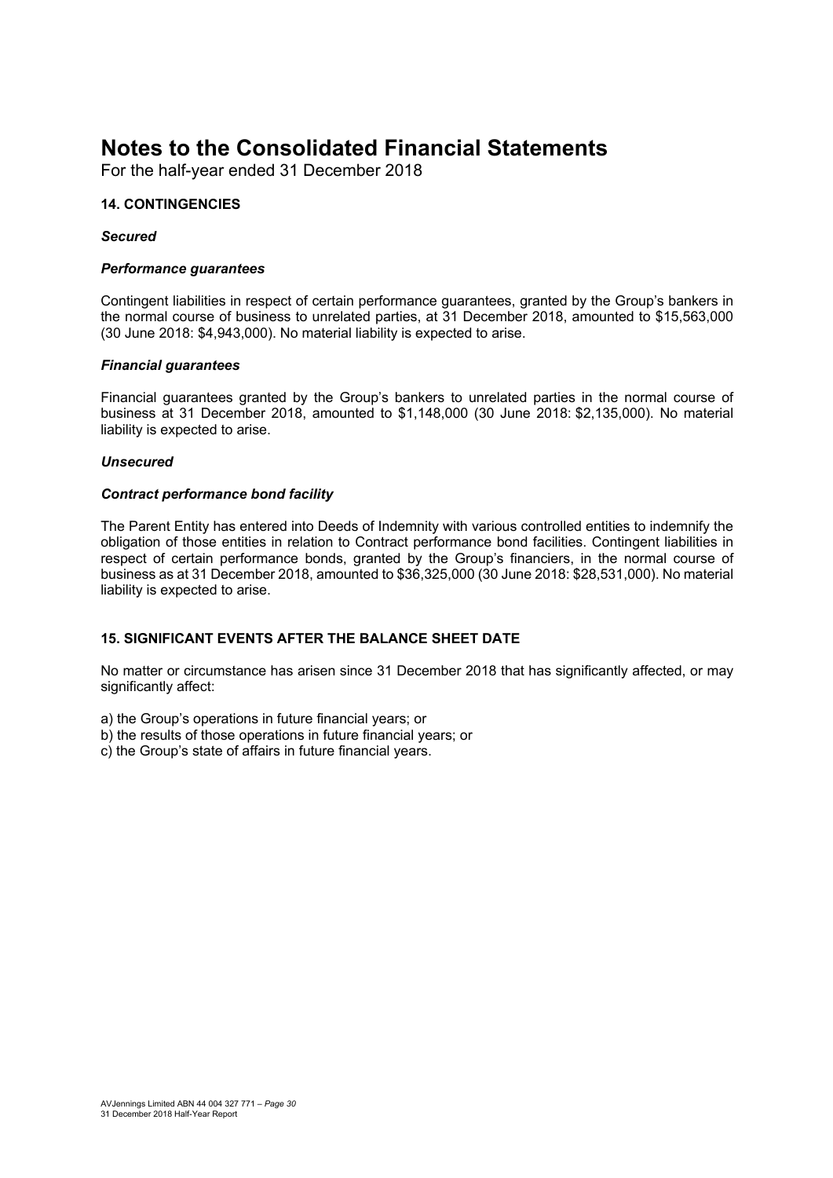# Notes to the Consolidated Financial Statements

For the half-year ended 31 December 2018

### 14. CONTINGENCIES

***Secured***

***Performance guarantees***

Contingent liabilities in respect of certain performance guarantees, granted by the Group's bankers in the normal course of business to unrelated parties, at 31 December 2018, amounted to $15,563,000 (30 June 2018: $4,943,000). No material liability is expected to arise.

***Financial guarantees***

Financial guarantees granted by the Group's bankers to unrelated parties in the normal course of business at 31 December 2018, amounted to $1,148,000 (30 June 2018: $2,135,000). No material liability is expected to arise.

***Unsecured***

***Contract performance bond facility***

The Parent Entity has entered into Deeds of Indemnity with various controlled entities to indemnify the obligation of those entities in relation to Contract performance bond facilities. Contingent liabilities in respect of certain performance bonds, granted by the Group's financiers, in the normal course of business as at 31 December 2018, amounted to $36,325,000 (30 June 2018: $28,531,000). No material liability is expected to arise.

### 15. SIGNIFICANT EVENTS AFTER THE BALANCE SHEET DATE

No matter or circumstance has arisen since 31 December 2018 that has significantly affected, or may significantly affect:

a) the Group's operations in future financial years; or
b) the results of those operations in future financial years; or
c) the Group's state of affairs in future financial years.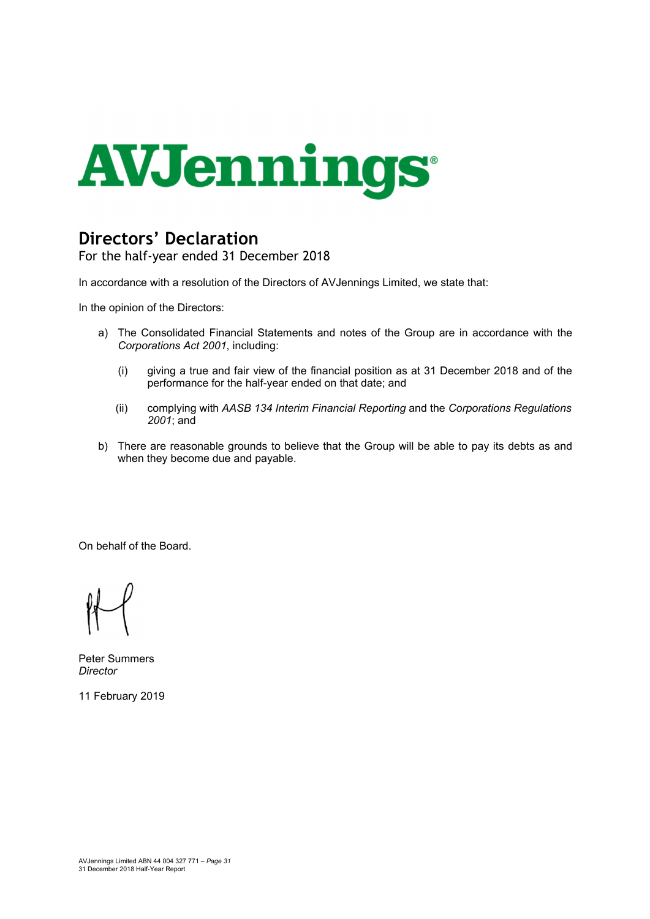# Directors' Declaration

For the half-year ended 31 December 2018

In accordance with a resolution of the Directors of AVJennings Limited, we state that:

In the opinion of the Directors:

a) The Consolidated Financial Statements and notes of the Group are in accordance with the *Corporations Act 2001*, including:

   (i) giving a true and fair view of the financial position as at 31 December 2018 and of the performance for the half-year ended on that date; and

   (ii) complying with *AASB 134 Interim Financial Reporting* and the *Corporations Regulations 2001*; and

b) There are reasonable grounds to believe that the Group will be able to pay its debts as and when they become due and payable.

On behalf of the Board.

Peter Summers
*Director*

11 February 2019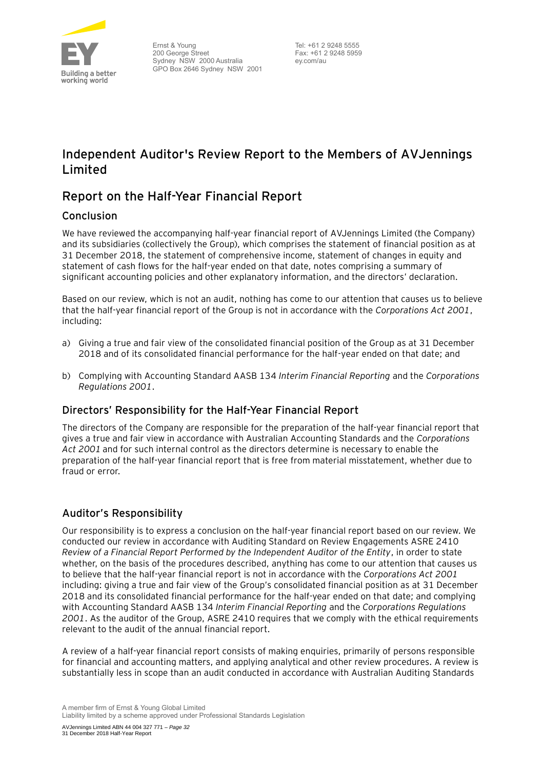Ernst & Young
200 George Street
Sydney NSW 2000 Australia
GPO Box 2646 Sydney NSW 2001

Tel: +61 2 9248 5555
Fax: +61 2 9248 5959
ey.com/au

# Independent Auditor's Review Report to the Members of AVJennings Limited

## Report on the Half-Year Financial Report

### Conclusion

We have reviewed the accompanying half-year financial report of AVJennings Limited (the Company) and its subsidiaries (collectively the Group), which comprises the statement of financial position as at 31 December 2018, the statement of comprehensive income, statement of changes in equity and statement of cash flows for the half-year ended on that date, notes comprising a summary of significant accounting policies and other explanatory information, and the directors' declaration.

Based on our review, which is not an audit, nothing has come to our attention that causes us to believe that the half-year financial report of the Group is not in accordance with the *Corporations Act 2001*, including:

a) Giving a true and fair view of the consolidated financial position of the Group as at 31 December 2018 and of its consolidated financial performance for the half-year ended on that date; and

b) Complying with Accounting Standard AASB 134 *Interim Financial Reporting* and the *Corporations Regulations 2001*.

### Directors' Responsibility for the Half-Year Financial Report

The directors of the Company are responsible for the preparation of the half-year financial report that gives a true and fair view in accordance with Australian Accounting Standards and the *Corporations Act 2001* and for such internal control as the directors determine is necessary to enable the preparation of the half-year financial report that is free from material misstatement, whether due to fraud or error.

### Auditor's Responsibility

Our responsibility is to express a conclusion on the half-year financial report based on our review. We conducted our review in accordance with Auditing Standard on Review Engagements ASRE 2410 *Review of a Financial Report Performed by the Independent Auditor of the Entity*, in order to state whether, on the basis of the procedures described, anything has come to our attention that causes us to believe that the half-year financial report is not in accordance with the *Corporations Act 2001* including: giving a true and fair view of the Group's consolidated financial position as at 31 December 2018 and its consolidated financial performance for the half-year ended on that date; and complying with Accounting Standard AASB 134 *Interim Financial Reporting* and the *Corporations Regulations 2001*. As the auditor of the Group, ASRE 2410 requires that we comply with the ethical requirements relevant to the audit of the annual financial report.

A review of a half-year financial report consists of making enquiries, primarily of persons responsible for financial and accounting matters, and applying analytical and other review procedures. A review is substantially less in scope than an audit conducted in accordance with Australian Auditing Standards

A member firm of Ernst & Young Global Limited
Liability limited by a scheme approved under Professional Standards Legislation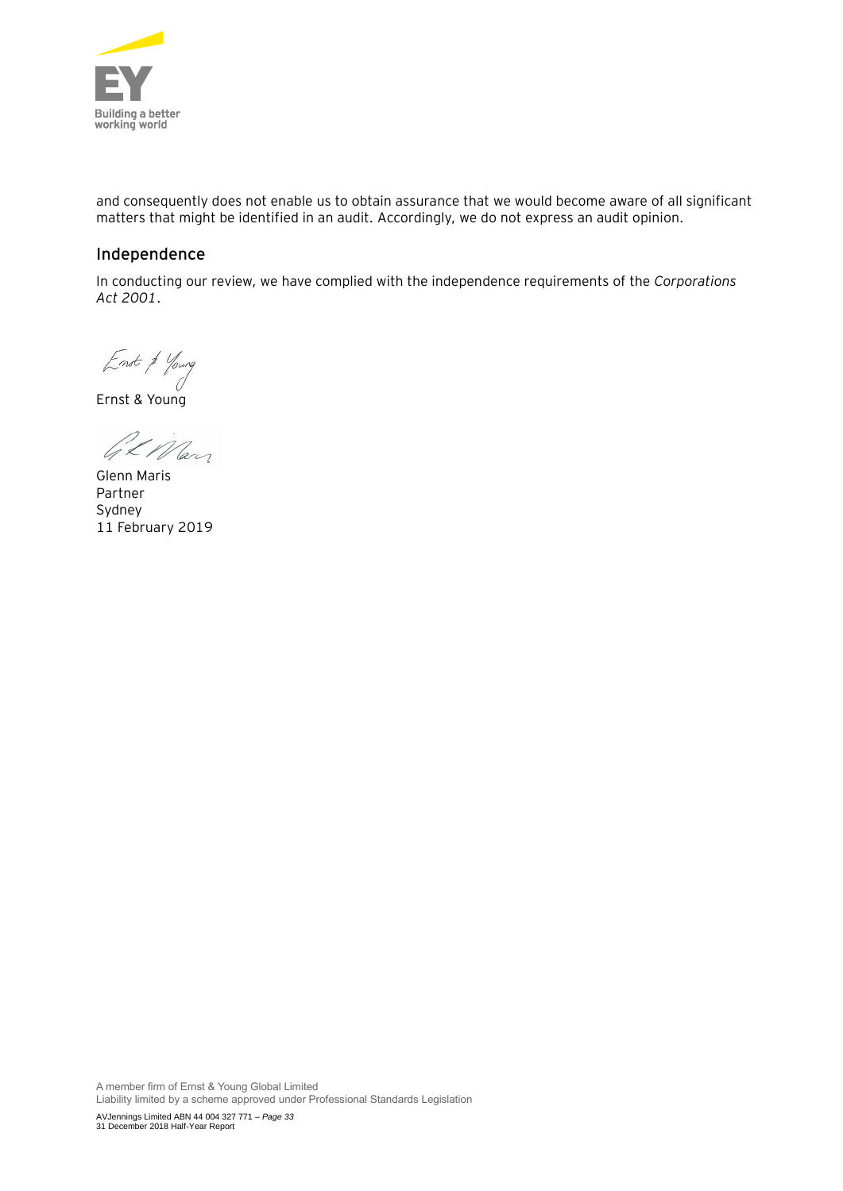and consequently does not enable us to obtain assurance that we would become aware of all significant matters that might be identified in an audit. Accordingly, we do not express an audit opinion.

## Independence

In conducting our review, we have complied with the independence requirements of the *Corporations Act 2001*.

Ernst & Young

Glenn Maris
Partner
Sydney
11 February 2019